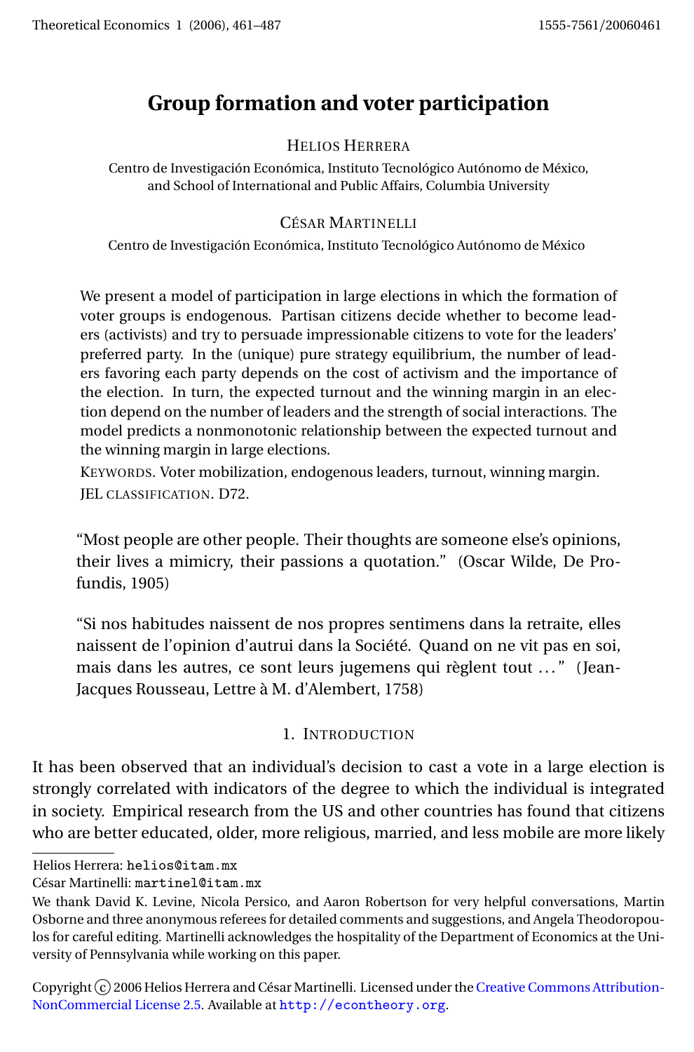# Group formation and voter participation

HELIOS HERRERA

Centro de Investigación Económica, Instituto Tecnológico Autónomo de México, and School of International and Public Affairs, Columbia University

CÉSAR MARTINELLI

Centro de Investigación Económica, Instituto Tecnológico Autónomo de México

We present a model of participation in large elections in which the formation of voter groups is endogenous. Partisan citizens decide whether to become leaders (activists) and try to persuade impressionable citizens to vote for the leaders' preferred party. In the (unique) pure strategy equilibrium, the number of leaders favoring each party depends on the cost of activism and the importance of the election. In turn, the expected turnout and the winning margin in an election depend on the number of leaders and the strength of social interactions. The model predicts a nonmonotonic relationship between the expected turnout and the winning margin in large elections.

KEYWORDS. Voter mobilization, endogenous leaders, turnout, winning margin.

JEL CLASSIFICATION. D72.

> "Most people are other people. Their thoughts are someone else's opinions, their lives a mimicry, their passions a quotation." (Oscar Wilde, De Profundis, 1905)

> "Si nos habitudes naissent de nos propres sentimens dans la retraite, elles naissent de l'opinion d'autrui dans la Société. Quand on ne vit pas en soi, mais dans les autres, ce sont leurs jugemens qui règlent tout ..." (Jean-Jacques Rousseau, Lettre à M. d'Alembert, 1758)

## 1. INTRODUCTION

It has been observed that an individual's decision to cast a vote in a large election is strongly correlated with indicators of the degree to which the individual is integrated in society. Empirical research from the US and other countries has found that citizens who are better educated, older, more religious, married, and less mobile are more likely

---

Helios Herrera: helios@itam.mx

César Martinelli: martinel@itam.mx

We thank David K. Levine, Nicola Persico, and Aaron Robertson for very helpful conversations, Martin Osborne and three anonymous referees for detailed comments and suggestions, and Angela Theodoropoulos for careful editing. Martinelli acknowledges the hospitality of the Department of Economics at the University of Pennsylvania while working on this paper.

Copyright © 2006 Helios Herrera and César Martinelli. Licensed under the Creative Commons Attribution-NonCommercial License 2.5. Available at http://econtheory.org.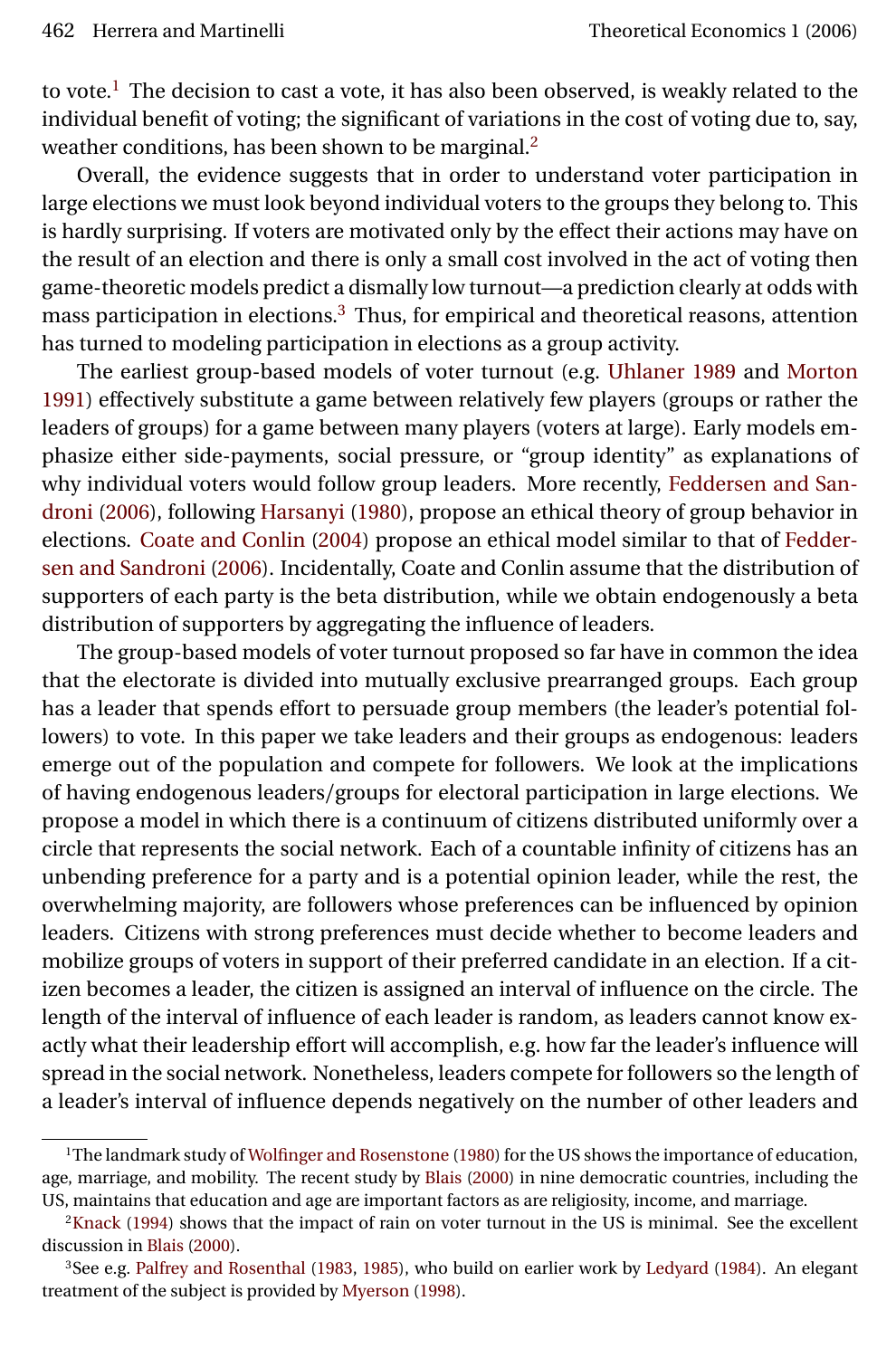to vote.[1] The decision to cast a vote, it has also been observed, is weakly related to the individual benefit of voting; the significant of variations in the cost of voting due to, say, weather conditions, has been shown to be marginal.[2]

Overall, the evidence suggests that in order to understand voter participation in large elections we must look beyond individual voters to the groups they belong to. This is hardly surprising. If voters are motivated only by the effect their actions may have on the result of an election and there is only a small cost involved in the act of voting then game-theoretic models predict a dismally low turnout—a prediction clearly at odds with mass participation in elections.[3] Thus, for empirical and theoretical reasons, attention has turned to modeling participation in elections as a group activity.

The earliest group-based models of voter turnout (e.g. Uhlaner 1989 and Morton 1991) effectively substitute a game between relatively few players (groups or rather the leaders of groups) for a game between many players (voters at large). Early models emphasize either side-payments, social pressure, or "group identity" as explanations of why individual voters would follow group leaders. More recently, Feddersen and Sandroni (2006), following Harsanyi (1980), propose an ethical theory of group behavior in elections. Coate and Conlin (2004) propose an ethical model similar to that of Feddersen and Sandroni (2006). Incidentally, Coate and Conlin assume that the distribution of supporters of each party is the beta distribution, while we obtain endogenously a beta distribution of supporters by aggregating the influence of leaders.

The group-based models of voter turnout proposed so far have in common the idea that the electorate is divided into mutually exclusive prearranged groups. Each group has a leader that spends effort to persuade group members (the leader's potential followers) to vote. In this paper we take leaders and their groups as endogenous: leaders emerge out of the population and compete for followers. We look at the implications of having endogenous leaders/groups for electoral participation in large elections. We propose a model in which there is a continuum of citizens distributed uniformly over a circle that represents the social network. Each of a countable infinity of citizens has an unbending preference for a party and is a potential opinion leader, while the rest, the overwhelming majority, are followers whose preferences can be influenced by opinion leaders. Citizens with strong preferences must decide whether to become leaders and mobilize groups of voters in support of their preferred candidate in an election. If a citizen becomes a leader, the citizen is assigned an interval of influence on the circle. The length of the interval of influence of each leader is random, as leaders cannot know exactly what their leadership effort will accomplish, e.g. how far the leader's influence will spread in the social network. Nonetheless, leaders compete for followers so the length of a leader's interval of influence depends negatively on the number of other leaders and

---

[1] The landmark study of Wolfinger and Rosenstone (1980) for the US shows the importance of education, age, marriage, and mobility. The recent study by Blais (2000) in nine democratic countries, including the US, maintains that education and age are important factors as are religiosity, income, and marriage.

[2] Knack (1994) shows that the impact of rain on voter turnout in the US is minimal. See the excellent discussion in Blais (2000).

[3] See e.g. Palfrey and Rosenthal (1983, 1985), who build on earlier work by Ledyard (1984). An elegant treatment of the subject is provided by Myerson (1998).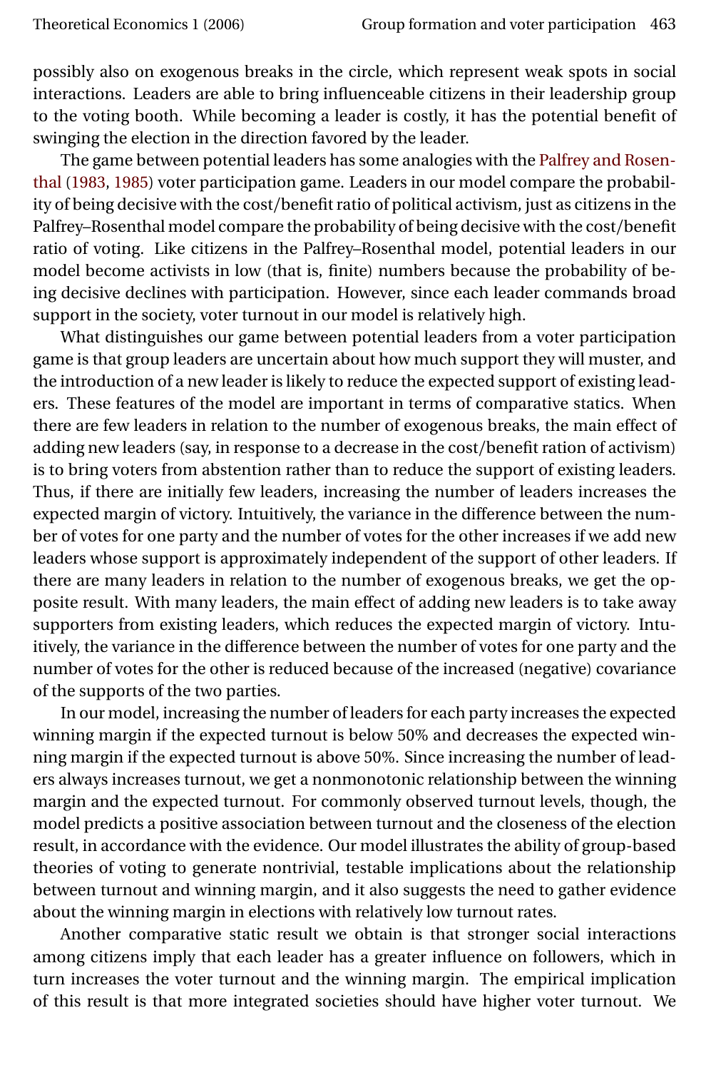possibly also on exogenous breaks in the circle, which represent weak spots in social interactions. Leaders are able to bring influenceable citizens in their leadership group to the voting booth. While becoming a leader is costly, it has the potential benefit of swinging the election in the direction favored by the leader.

The game between potential leaders has some analogies with the Palfrey and Rosenthal (1983, 1985) voter participation game. Leaders in our model compare the probability of being decisive with the cost/benefit ratio of political activism, just as citizens in the Palfrey–Rosenthal model compare the probability of being decisive with the cost/benefit ratio of voting. Like citizens in the Palfrey–Rosenthal model, potential leaders in our model become activists in low (that is, finite) numbers because the probability of being decisive declines with participation. However, since each leader commands broad support in the society, voter turnout in our model is relatively high.

What distinguishes our game between potential leaders from a voter participation game is that group leaders are uncertain about how much support they will muster, and the introduction of a new leader is likely to reduce the expected support of existing leaders. These features of the model are important in terms of comparative statics. When there are few leaders in relation to the number of exogenous breaks, the main effect of adding new leaders (say, in response to a decrease in the cost/benefit ration of activism) is to bring voters from abstention rather than to reduce the support of existing leaders. Thus, if there are initially few leaders, increasing the number of leaders increases the expected margin of victory. Intuitively, the variance in the difference between the number of votes for one party and the number of votes for the other increases if we add new leaders whose support is approximately independent of the support of other leaders. If there are many leaders in relation to the number of exogenous breaks, we get the opposite result. With many leaders, the main effect of adding new leaders is to take away supporters from existing leaders, which reduces the expected margin of victory. Intuitively, the variance in the difference between the number of votes for one party and the number of votes for the other is reduced because of the increased (negative) covariance of the supports of the two parties.

In our model, increasing the number of leaders for each party increases the expected winning margin if the expected turnout is below 50% and decreases the expected winning margin if the expected turnout is above 50%. Since increasing the number of leaders always increases turnout, we get a nonmonotonic relationship between the winning margin and the expected turnout. For commonly observed turnout levels, though, the model predicts a positive association between turnout and the closeness of the election result, in accordance with the evidence. Our model illustrates the ability of group-based theories of voting to generate nontrivial, testable implications about the relationship between turnout and winning margin, and it also suggests the need to gather evidence about the winning margin in elections with relatively low turnout rates.

Another comparative static result we obtain is that stronger social interactions among citizens imply that each leader has a greater influence on followers, which in turn increases the voter turnout and the winning margin. The empirical implication of this result is that more integrated societies should have higher voter turnout. We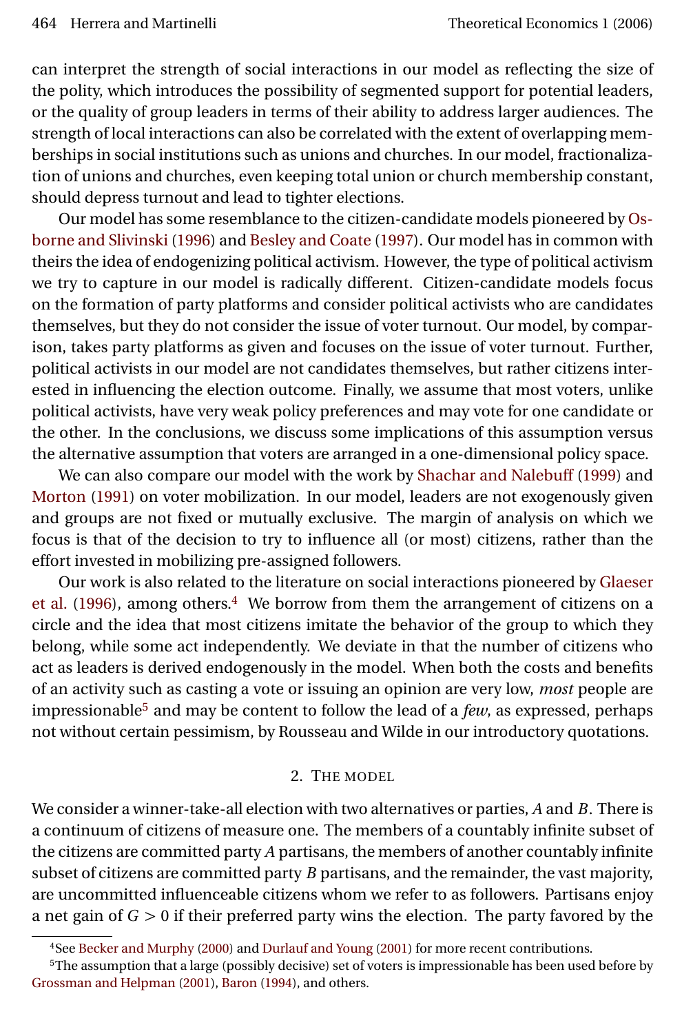can interpret the strength of social interactions in our model as reflecting the size of the polity, which introduces the possibility of segmented support for potential leaders, or the quality of group leaders in terms of their ability to address larger audiences. The strength of local interactions can also be correlated with the extent of overlapping memberships in social institutions such as unions and churches. In our model, fractionalization of unions and churches, even keeping total union or church membership constant, should depress turnout and lead to tighter elections.

Our model has some resemblance to the citizen-candidate models pioneered by Osborne and Slivinski (1996) and Besley and Coate (1997). Our model has in common with theirs the idea of endogenizing political activism. However, the type of political activism we try to capture in our model is radically different. Citizen-candidate models focus on the formation of party platforms and consider political activists who are candidates themselves, but they do not consider the issue of voter turnout. Our model, by comparison, takes party platforms as given and focuses on the issue of voter turnout. Further, political activists in our model are not candidates themselves, but rather citizens interested in influencing the election outcome. Finally, we assume that most voters, unlike political activists, have very weak policy preferences and may vote for one candidate or the other. In the conclusions, we discuss some implications of this assumption versus the alternative assumption that voters are arranged in a one-dimensional policy space.

We can also compare our model with the work by Shachar and Nalebuff (1999) and Morton (1991) on voter mobilization. In our model, leaders are not exogenously given and groups are not fixed or mutually exclusive. The margin of analysis on which we focus is that of the decision to try to influence all (or most) citizens, rather than the effort invested in mobilizing pre-assigned followers.

Our work is also related to the literature on social interactions pioneered by Glaeser et al. (1996), among others.[4] We borrow from them the arrangement of citizens on a circle and the idea that most citizens imitate the behavior of the group to which they belong, while some act independently. We deviate in that the number of citizens who act as leaders is derived endogenously in the model. When both the costs and benefits of an activity such as casting a vote or issuing an opinion are very low, *most* people are impressionable[5] and may be content to follow the lead of a *few*, as expressed, perhaps not without certain pessimism, by Rousseau and Wilde in our introductory quotations.

## 2. The model

We consider a winner-take-all election with two alternatives or parties, $A$ and $B$. There is a continuum of citizens of measure one. The members of a countably infinite subset of the citizens are committed party $A$ partisans, the members of another countably infinite subset of citizens are committed party $B$ partisans, and the remainder, the vast majority, are uncommitted influenceable citizens whom we refer to as followers. Partisans enjoy a net gain of $G > 0$ if their preferred party wins the election. The party favored by the

[4] See Becker and Murphy (2000) and Durlauf and Young (2001) for more recent contributions.

[5] The assumption that a large (possibly decisive) set of voters is impressionable has been used before by Grossman and Helpman (2001), Baron (1994), and others.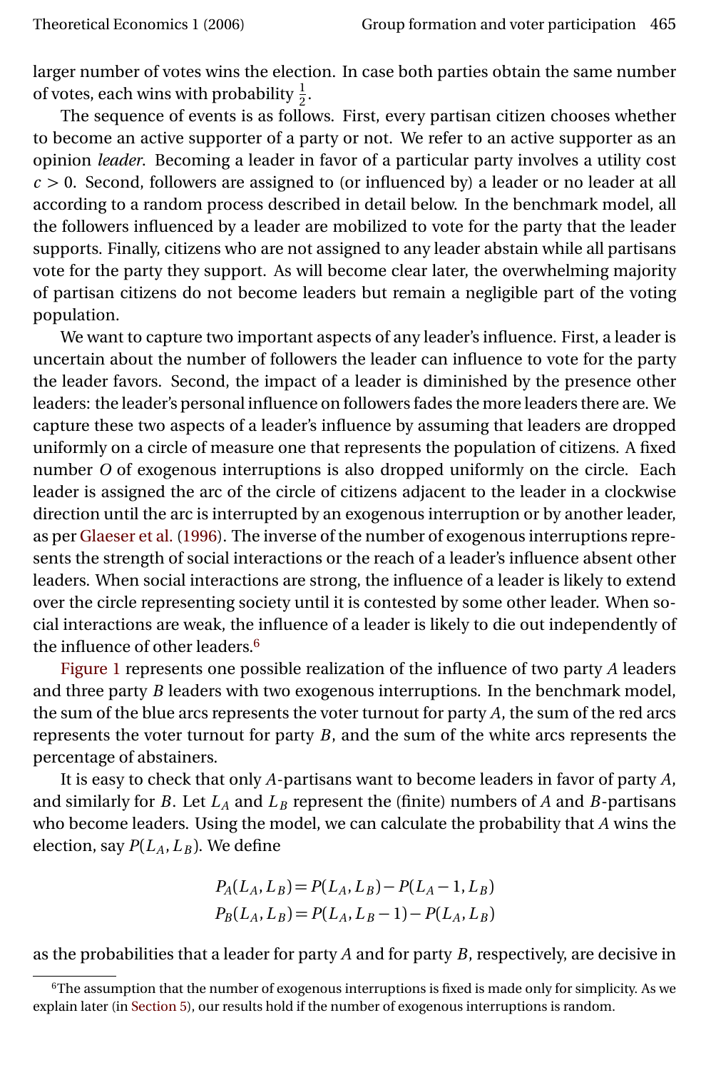larger number of votes wins the election. In case both parties obtain the same number of votes, each wins with probability $\frac{1}{2}$.

The sequence of events is as follows. First, every partisan citizen chooses whether to become an active supporter of a party or not. We refer to an active supporter as an opinion *leader*. Becoming a leader in favor of a particular party involves a utility cost $c > 0$. Second, followers are assigned to (or influenced by) a leader or no leader at all according to a random process described in detail below. In the benchmark model, all the followers influenced by a leader are mobilized to vote for the party that the leader supports. Finally, citizens who are not assigned to any leader abstain while all partisans vote for the party they support. As will become clear later, the overwhelming majority of partisan citizens do not become leaders but remain a negligible part of the voting population.

We want to capture two important aspects of any leader's influence. First, a leader is uncertain about the number of followers the leader can influence to vote for the party the leader favors. Second, the impact of a leader is diminished by the presence other leaders: the leader's personal influence on followers fades the more leaders there are. We capture these two aspects of a leader's influence by assuming that leaders are dropped uniformly on a circle of measure one that represents the population of citizens. A fixed number $O$ of exogenous interruptions is also dropped uniformly on the circle. Each leader is assigned the arc of the circle of citizens adjacent to the leader in a clockwise direction until the arc is interrupted by an exogenous interruption or by another leader, as per Glaeser et al. (1996). The inverse of the number of exogenous interruptions represents the strength of social interactions or the reach of a leader's influence absent other leaders. When social interactions are strong, the influence of a leader is likely to extend over the circle representing society until it is contested by some other leader. When social interactions are weak, the influence of a leader is likely to die out independently of the influence of other leaders.[6]

Figure 1 represents one possible realization of the influence of two party $A$ leaders and three party $B$ leaders with two exogenous interruptions. In the benchmark model, the sum of the blue arcs represents the voter turnout for party $A$, the sum of the red arcs represents the voter turnout for party $B$, and the sum of the white arcs represents the percentage of abstainers.

It is easy to check that only $A$-partisans want to become leaders in favor of party $A$, and similarly for $B$. Let $L_A$ and $L_B$ represent the (finite) numbers of $A$ and $B$-partisans who become leaders. Using the model, we can calculate the probability that $A$ wins the election, say $P(L_A, L_B)$. We define

$$P_A(L_A, L_B) = P(L_A, L_B) - P(L_A - 1, L_B)$$
$$P_B(L_A, L_B) = P(L_A, L_B - 1) - P(L_A, L_B)$$

as the probabilities that a leader for party $A$ and for party $B$, respectively, are decisive in

[6] The assumption that the number of exogenous interruptions is fixed is made only for simplicity. As we explain later (in Section 5), our results hold if the number of exogenous interruptions is random.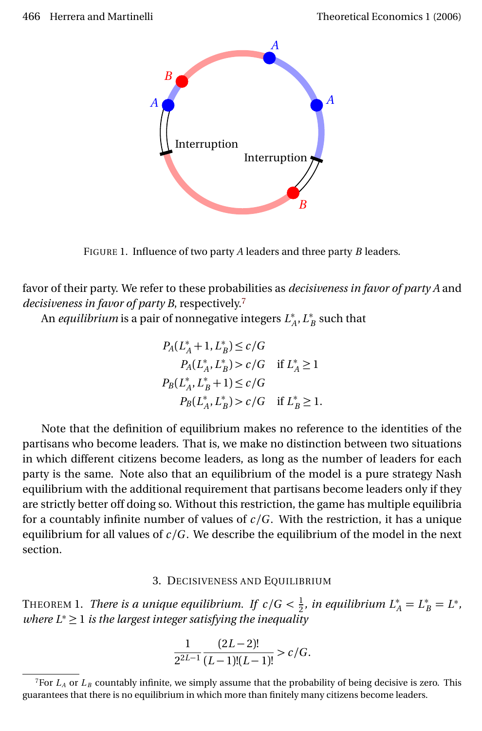FIGURE 1. Influence of two party $A$ leaders and three party $B$ leaders.

favor of their party. We refer to these probabilities as *decisiveness in favor of party A* and *decisiveness in favor of party B*, respectively.[7]

An *equilibrium* is a pair of nonnegative integers $L_A^*, L_B^*$ such that

$$
\begin{aligned}
P_A(L_A^*+1, L_B^*) &\leq c/G \\
P_A(L_A^*, L_B^*) &> c/G \quad \text{if } L_A^* \geq 1 \\
P_B(L_A^*, L_B^*+1) &\leq c/G \\
P_B(L_A^*, L_B^*) &> c/G \quad \text{if } L_B^* \geq 1.
\end{aligned}
$$

Note that the definition of equilibrium makes no reference to the identities of the partisans who become leaders. That is, we make no distinction between two situations in which different citizens become leaders, as long as the number of leaders for each party is the same. Note also that an equilibrium of the model is a pure strategy Nash equilibrium with the additional requirement that partisans become leaders only if they are strictly better off doing so. Without this restriction, the game has multiple equilibria for a countably infinite number of values of $c/G$. With the restriction, it has a unique equilibrium for all values of $c/G$. We describe the equilibrium of the model in the next section.

## 3. Decisiveness and Equilibrium

THEOREM 1. *There is a unique equilibrium. If $c/G < \frac{1}{2}$, in equilibrium $L_A^* = L_B^* = L^*$, where $L^* \geq 1$ is the largest integer satisfying the inequality*

$$
\frac{1}{2^{2L-1}} \frac{(2L-2)!}{(L-1)!(L-1)!} > c/G.
$$

[7] For $L_A$ or $L_B$ countably infinite, we simply assume that the probability of being decisive is zero. This guarantees that there is no equilibrium in which more than finitely many citizens become leaders.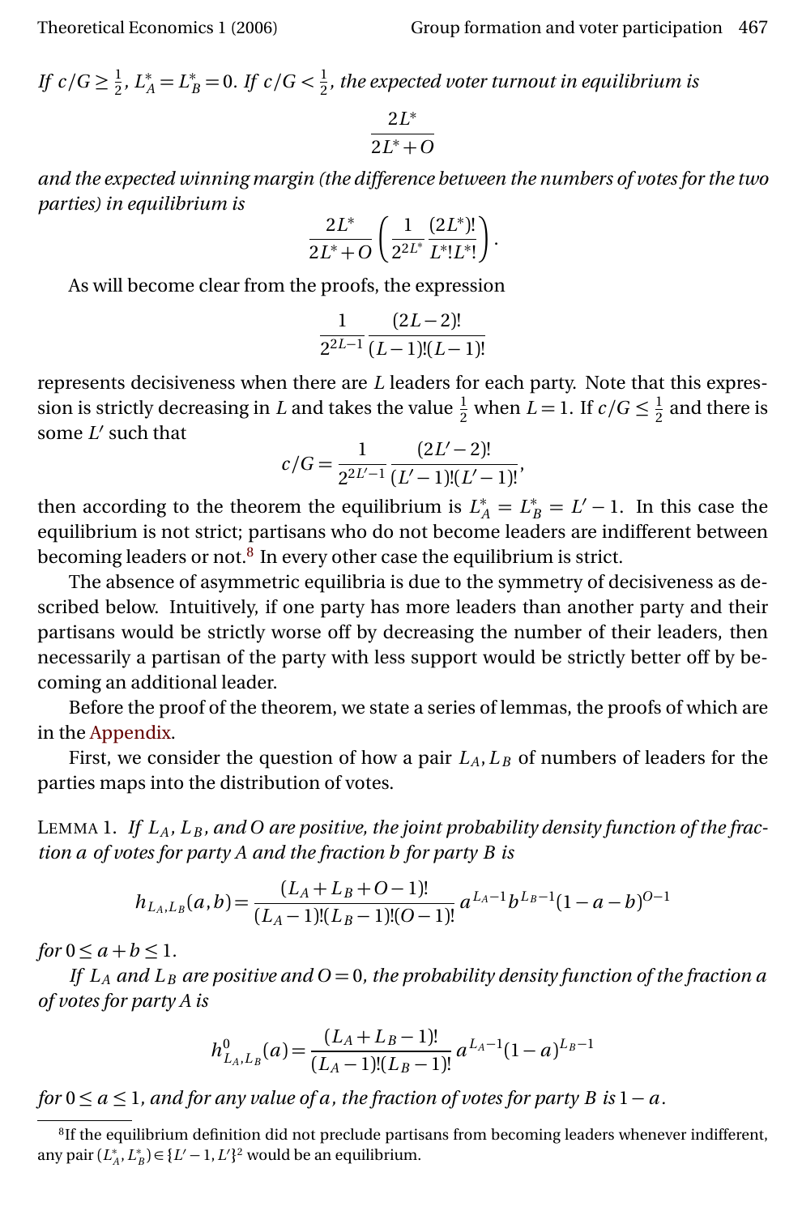*If $c/G \geq \frac{1}{2}$, $L_A^* = L_B^* = 0$. If $c/G < \frac{1}{2}$, the expected voter turnout in equilibrium is*

$$\frac{2L^*}{2L^* + O}$$

*and the expected winning margin (the difference between the numbers of votes for the two parties) in equilibrium is*

$$\frac{2L^*}{2L^* + O}\left(\frac{1}{2^{2L^*}}\frac{(2L^*)!}{L^*!L^*!}\right).$$

As will become clear from the proofs, the expression

$$\frac{1}{2^{2L-1}}\frac{(2L-2)!}{(L-1)!(L-1)!}$$

represents decisiveness when there are $L$ leaders for each party. Note that this expression is strictly decreasing in $L$ and takes the value $\frac{1}{2}$ when $L = 1$. If $c/G \leq \frac{1}{2}$ and there is some $L'$ such that

$$c/G = \frac{1}{2^{2L'-1}}\frac{(2L'-2)!}{(L'-1)!(L'-1)!},$$

then according to the theorem the equilibrium is $L_A^* = L_B^* = L' - 1$. In this case the equilibrium is not strict; partisans who do not become leaders are indifferent between becoming leaders or not.[8] In every other case the equilibrium is strict.

The absence of asymmetric equilibria is due to the symmetry of decisiveness as described below. Intuitively, if one party has more leaders than another party and their partisans would be strictly worse off by decreasing the number of their leaders, then necessarily a partisan of the party with less support would be strictly better off by becoming an additional leader.

Before the proof of the theorem, we state a series of lemmas, the proofs of which are in the Appendix.

First, we consider the question of how a pair $L_A, L_B$ of numbers of leaders for the parties maps into the distribution of votes.

Lemma 1. *If $L_A$, $L_B$, and $O$ are positive, the joint probability density function of the fraction $a$ of votes for party $A$ and the fraction $b$ for party $B$ is*

$$h_{L_A,L_B}(a,b) = \frac{(L_A + L_B + O - 1)!}{(L_A - 1)!(L_B - 1)!(O-1)!}\, a^{L_A - 1} b^{L_B - 1} (1 - a - b)^{O-1}$$

*for $0 \leq a + b \leq 1$.*

*If $L_A$ and $L_B$ are positive and $O = 0$, the probability density function of the fraction $a$ of votes for party $A$ is*

$$h^0_{L_A,L_B}(a) = \frac{(L_A + L_B - 1)!}{(L_A - 1)!(L_B - 1)!}\, a^{L_A - 1}(1 - a)^{L_B - 1}$$

*for $0 \leq a \leq 1$, and for any value of $a$, the fraction of votes for party $B$ is $1 - a$.*

[8] If the equilibrium definition did not preclude partisans from becoming leaders whenever indifferent, any pair $(L_A^*, L_B^*) \in \{L' - 1, L'\}^2$ would be an equilibrium.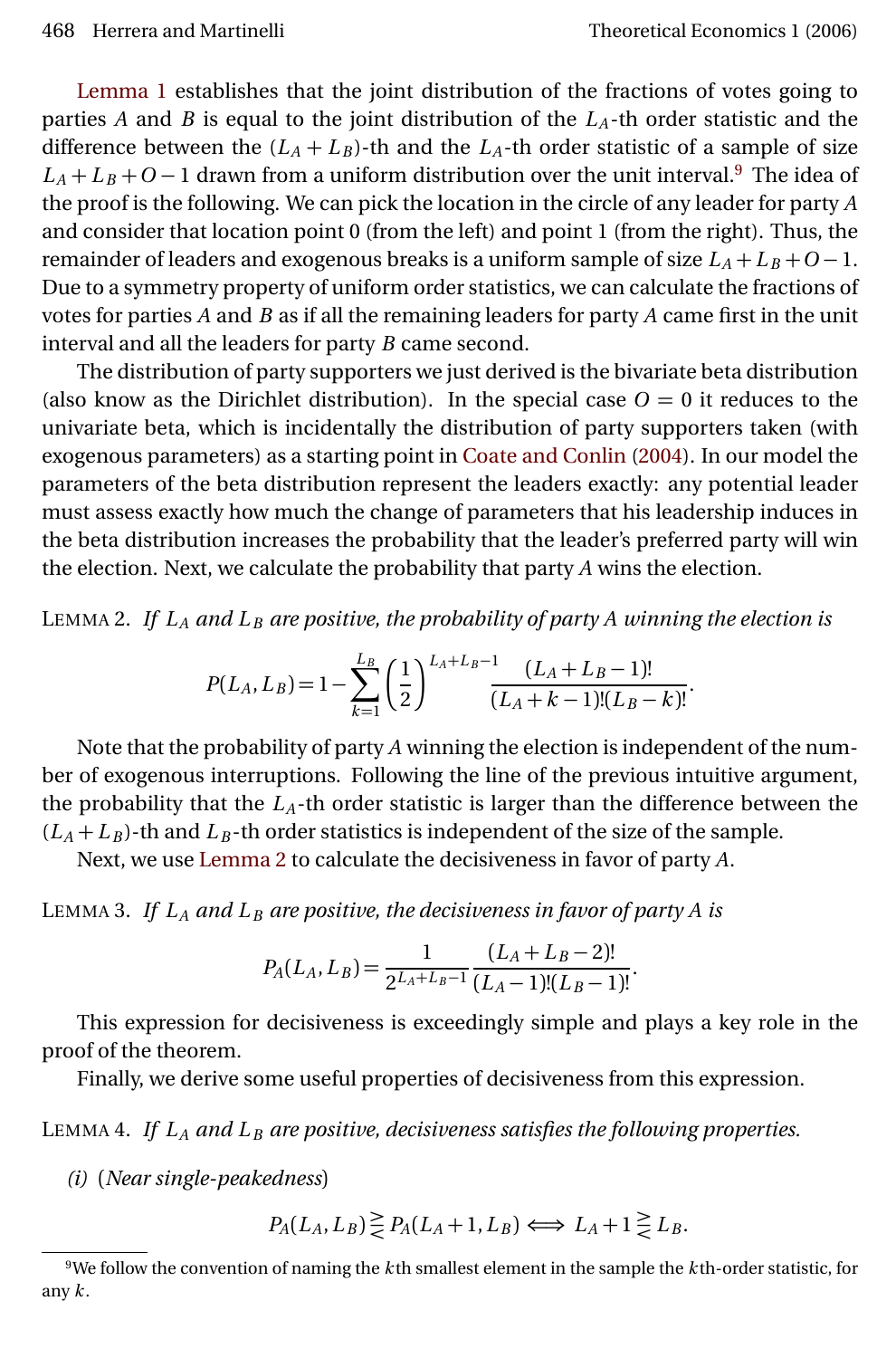Lemma 1 establishes that the joint distribution of the fractions of votes going to parties $A$ and $B$ is equal to the joint distribution of the $L_A$-th order statistic and the difference between the $(L_A + L_B)$-th and the $L_A$-th order statistic of a sample of size $L_A + L_B + O - 1$ drawn from a uniform distribution over the unit interval.[9] The idea of the proof is the following. We can pick the location in the circle of any leader for party $A$ and consider that location point 0 (from the left) and point 1 (from the right). Thus, the remainder of leaders and exogenous breaks is a uniform sample of size $L_A + L_B + O - 1$. Due to a symmetry property of uniform order statistics, we can calculate the fractions of votes for parties $A$ and $B$ as if all the remaining leaders for party $A$ came first in the unit interval and all the leaders for party $B$ came second.

The distribution of party supporters we just derived is the bivariate beta distribution (also know as the Dirichlet distribution). In the special case $O = 0$ it reduces to the univariate beta, which is incidentally the distribution of party supporters taken (with exogenous parameters) as a starting point in Coate and Conlin (2004). In our model the parameters of the beta distribution represent the leaders exactly: any potential leader must assess exactly how much the change of parameters that his leadership induces in the beta distribution increases the probability that the leader's preferred party will win the election. Next, we calculate the probability that party $A$ wins the election.

Lemma 2. *If $L_A$ and $L_B$ are positive, the probability of party $A$ winning the election is*

$$P(L_A, L_B) = 1 - \sum_{k=1}^{L_B} \left(\frac{1}{2}\right)^{L_A+L_B-1} \frac{(L_A + L_B - 1)!}{(L_A + k - 1)!(L_B - k)!}.$$

Note that the probability of party $A$ winning the election is independent of the number of exogenous interruptions. Following the line of the previous intuitive argument, the probability that the $L_A$-th order statistic is larger than the difference between the $(L_A + L_B)$-th and $L_B$-th order statistics is independent of the size of the sample.

Next, we use Lemma 2 to calculate the decisiveness in favor of party $A$.

Lemma 3. *If $L_A$ and $L_B$ are positive, the decisiveness in favor of party $A$ is*

$$P_A(L_A, L_B) = \frac{1}{2^{L_A+L_B-1}} \frac{(L_A + L_B - 2)!}{(L_A - 1)!(L_B - 1)!}.$$

This expression for decisiveness is exceedingly simple and plays a key role in the proof of the theorem.

Finally, we derive some useful properties of decisiveness from this expression.

Lemma 4. *If $L_A$ and $L_B$ are positive, decisiveness satisfies the following properties.*

*(i)* (*Near single-peakedness*)

$$P_A(L_A, L_B) \gtreqless P_A(L_A + 1, L_B) \iff L_A + 1 \gtreqless L_B.$$

[9] We follow the convention of naming the $k$th smallest element in the sample the $k$th-order statistic, for any $k$.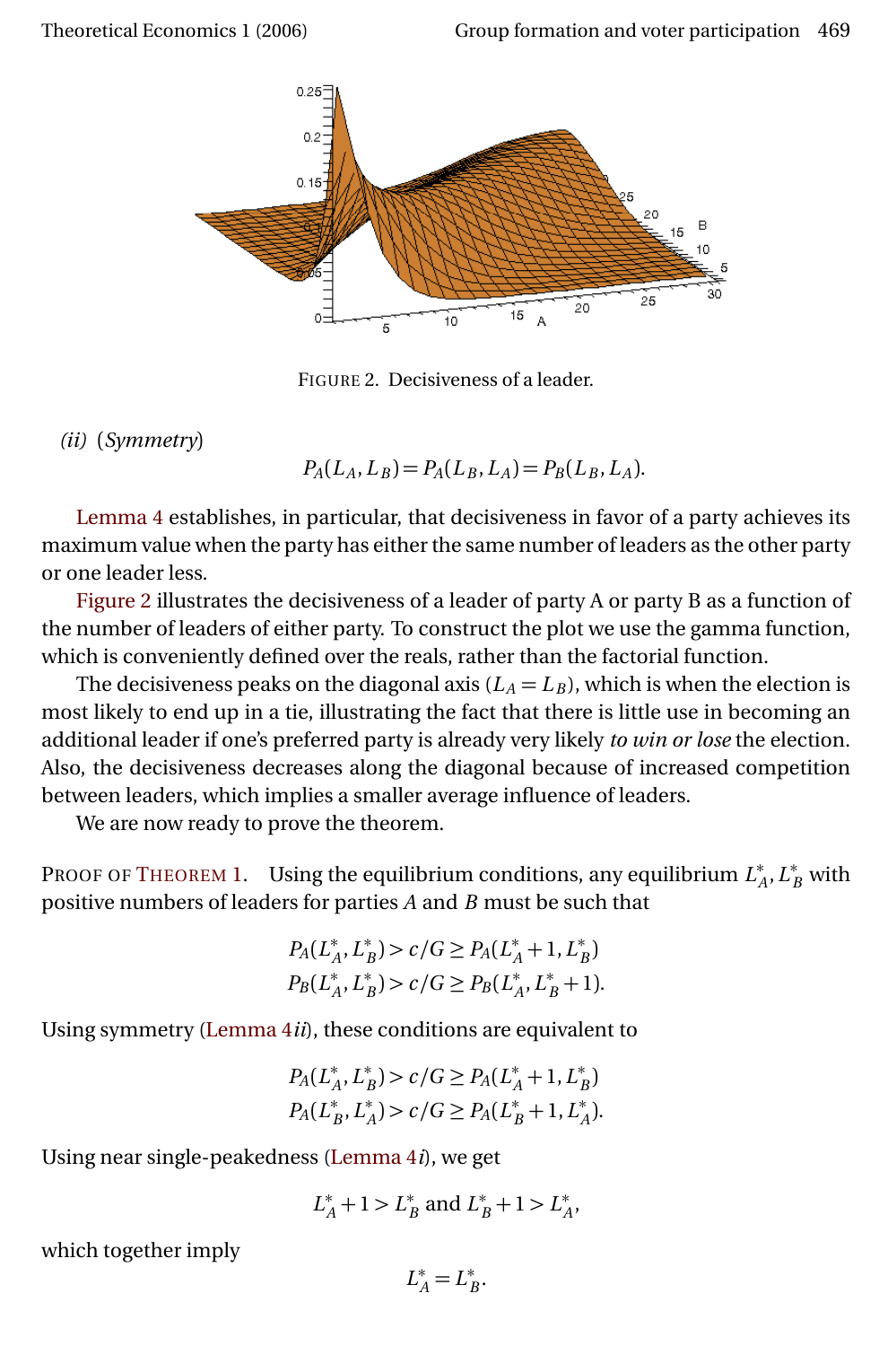FIGURE 2. Decisiveness of a leader.

*(ii)* (*Symmetry*)

$$P_A(L_A, L_B) = P_A(L_B, L_A) = P_B(L_B, L_A).$$

Lemma 4 establishes, in particular, that decisiveness in favor of a party achieves its maximum value when the party has either the same number of leaders as the other party or one leader less.

Figure 2 illustrates the decisiveness of a leader of party A or party B as a function of the number of leaders of either party. To construct the plot we use the gamma function, which is conveniently defined over the reals, rather than the factorial function.

The decisiveness peaks on the diagonal axis ($L_A = L_B$), which is when the election is most likely to end up in a tie, illustrating the fact that there is little use in becoming an additional leader if one's preferred party is already very likely *to win or lose* the election. Also, the decisiveness decreases along the diagonal because of increased competition between leaders, which implies a smaller average influence of leaders.

We are now ready to prove the theorem.

PROOF OF THEOREM 1. Using the equilibrium conditions, any equilibrium $L_A^*, L_B^*$ with positive numbers of leaders for parties $A$ and $B$ must be such that

$$P_A(L_A^*, L_B^*) > c/G \geq P_A(L_A^* + 1, L_B^*)$$
$$P_B(L_A^*, L_B^*) > c/G \geq P_B(L_A^*, L_B^* + 1).$$

Using symmetry (Lemma 4*ii*), these conditions are equivalent to

$$P_A(L_A^*, L_B^*) > c/G \geq P_A(L_A^* + 1, L_B^*)$$
$$P_A(L_B^*, L_A^*) > c/G \geq P_A(L_B^* + 1, L_A^*).$$

Using near single-peakedness (Lemma 4*i*), we get

$$L_A^* + 1 > L_B^* \text{ and } L_B^* + 1 > L_A^*,$$

which together imply

$$L_A^* = L_B^*.$$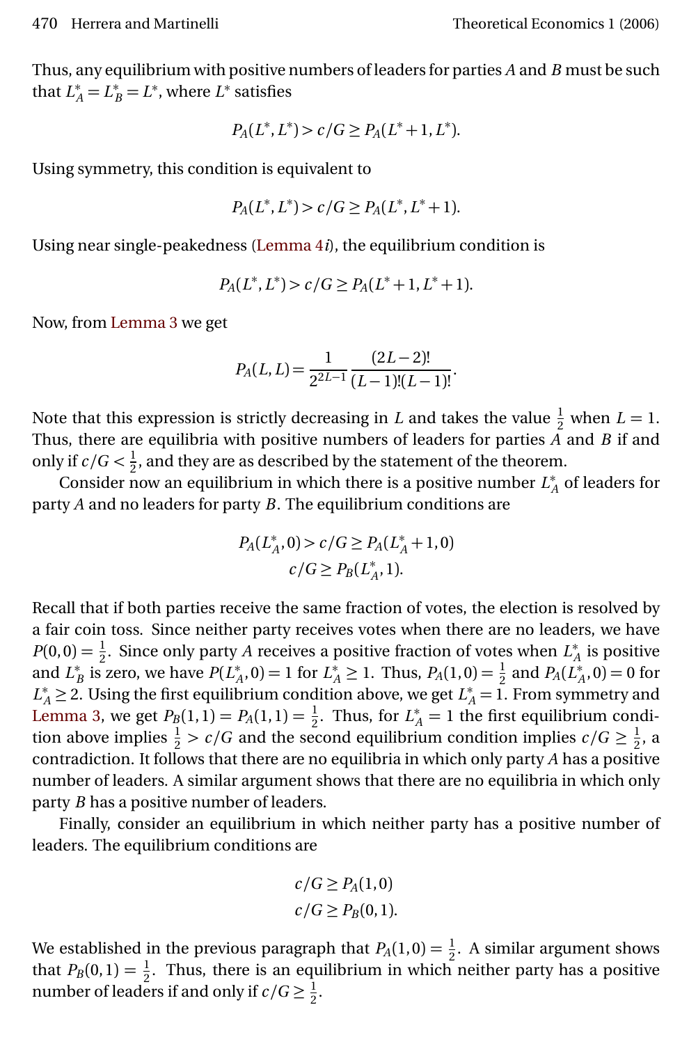Thus, any equilibrium with positive numbers of leaders for parties $A$ and $B$ must be such that $L_A^* = L_B^* = L^*$, where $L^*$ satisfies

$$P_A(L^*, L^*) > c/G \geq P_A(L^*+1, L^*).$$

Using symmetry, this condition is equivalent to

$$P_A(L^*, L^*) > c/G \geq P_A(L^*, L^*+1).$$

Using near single-peakedness (Lemma 4*i*), the equilibrium condition is

$$P_A(L^*, L^*) > c/G \geq P_A(L^*+1, L^*+1).$$

Now, from Lemma 3 we get

$$P_A(L, L) = \frac{1}{2^{2L-1}} \frac{(2L-2)!}{(L-1)!(L-1)!}.$$

Note that this expression is strictly decreasing in $L$ and takes the value $\frac{1}{2}$ when $L = 1$. Thus, there are equilibria with positive numbers of leaders for parties $A$ and $B$ if and only if $c/G < \frac{1}{2}$, and they are as described by the statement of the theorem.

Consider now an equilibrium in which there is a positive number $L_A^*$ of leaders for party $A$ and no leaders for party $B$. The equilibrium conditions are

$$P_A(L_A^*, 0) > c/G \geq P_A(L_A^*+1, 0)$$
$$c/G \geq P_B(L_A^*, 1).$$

Recall that if both parties receive the same fraction of votes, the election is resolved by a fair coin toss. Since neither party receives votes when there are no leaders, we have $P(0,0) = \frac{1}{2}$. Since only party $A$ receives a positive fraction of votes when $L_A^*$ is positive and $L_B^*$ is zero, we have $P(L_A^*, 0) = 1$ for $L_A^* \geq 1$. Thus, $P_A(1,0) = \frac{1}{2}$ and $P_A(L_A^*, 0) = 0$ for $L_A^* \geq 2$. Using the first equilibrium condition above, we get $L_A^* = 1$. From symmetry and Lemma 3, we get $P_B(1,1) = P_A(1,1) = \frac{1}{2}$. Thus, for $L_A^* = 1$ the first equilibrium condition above implies $\frac{1}{2} > c/G$ and the second equilibrium condition implies $c/G \geq \frac{1}{2}$, a contradiction. It follows that there are no equilibria in which only party $A$ has a positive number of leaders. A similar argument shows that there are no equilibria in which only party $B$ has a positive number of leaders.

Finally, consider an equilibrium in which neither party has a positive number of leaders. The equilibrium conditions are

$$c/G \geq P_A(1,0)$$
$$c/G \geq P_B(0,1).$$

We established in the previous paragraph that $P_A(1,0) = \frac{1}{2}$. A similar argument shows that $P_B(0,1) = \frac{1}{2}$. Thus, there is an equilibrium in which neither party has a positive number of leaders if and only if $c/G \geq \frac{1}{2}$.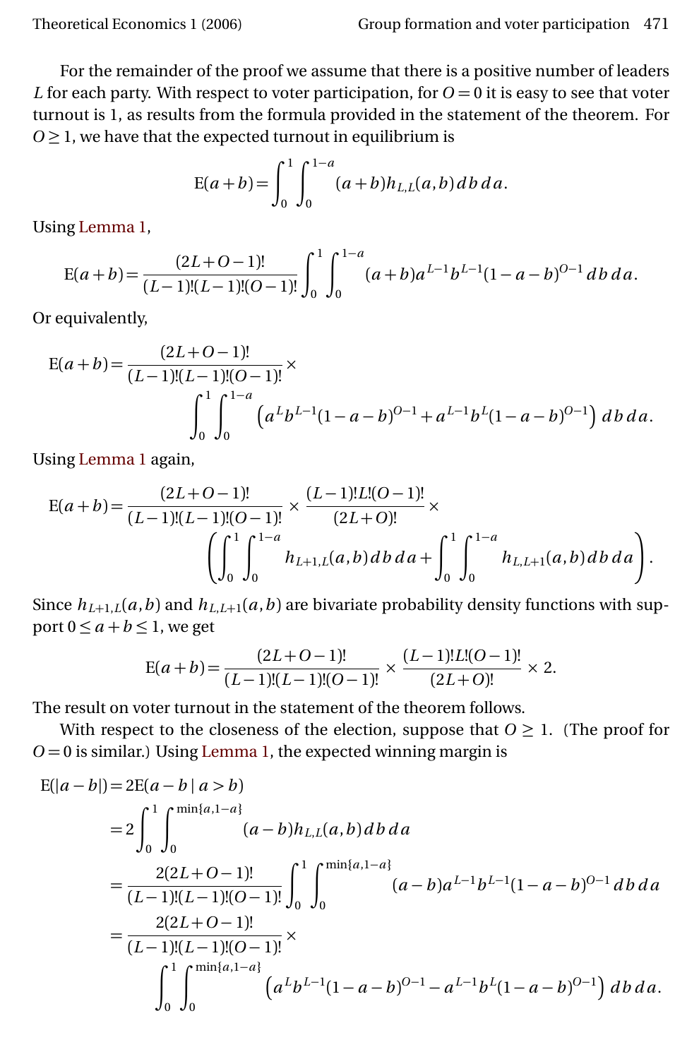For the remainder of the proof we assume that there is a positive number of leaders $L$ for each party. With respect to voter participation, for $O = 0$ it is easy to see that voter turnout is 1, as results from the formula provided in the statement of the theorem. For $O \geq 1$, we have that the expected turnout in equilibrium is

$$\mathrm{E}(a+b) = \int_0^1 \int_0^{1-a} (a+b) h_{L,L}(a,b)\, db\, da.$$

Using Lemma 1,

$$\mathrm{E}(a+b) = \frac{(2L+O-1)!}{(L-1)!(L-1)!(O-1)!} \int_0^1 \int_0^{1-a} (a+b) a^{L-1} b^{L-1} (1-a-b)^{O-1}\, db\, da.$$

Or equivalently,

$$\mathrm{E}(a+b) = \frac{(2L+O-1)!}{(L-1)!(L-1)!(O-1)!} \times \int_0^1 \int_0^{1-a} \left( a^L b^{L-1} (1-a-b)^{O-1} + a^{L-1} b^L (1-a-b)^{O-1} \right) db\, da.$$

Using Lemma 1 again,

$$\mathrm{E}(a+b) = \frac{(2L+O-1)!}{(L-1)!(L-1)!(O-1)!} \times \frac{(L-1)!L!(O-1)!}{(2L+O)!} \times \left( \int_0^1 \int_0^{1-a} h_{L+1,L}(a,b)\, db\, da + \int_0^1 \int_0^{1-a} h_{L,L+1}(a,b)\, db\, da \right).$$

Since $h_{L+1,L}(a,b)$ and $h_{L,L+1}(a,b)$ are bivariate probability density functions with support $0 \leq a+b \leq 1$, we get

$$\mathrm{E}(a+b) = \frac{(2L+O-1)!}{(L-1)!(L-1)!(O-1)!} \times \frac{(L-1)!L!(O-1)!}{(2L+O)!} \times 2.$$

The result on voter turnout in the statement of the theorem follows.

With respect to the closeness of the election, suppose that $O \geq 1$. (The proof for $O = 0$ is similar.) Using Lemma 1, the expected winning margin is

$$\begin{aligned}
\mathrm{E}(|a-b|) &= 2\mathrm{E}(a-b \mid a > b) \\
&= 2 \int_0^1 \int_0^{\min\{a,1-a\}} (a-b) h_{L,L}(a,b)\, db\, da \\
&= \frac{2(2L+O-1)!}{(L-1)!(L-1)!(O-1)!} \int_0^1 \int_0^{\min\{a,1-a\}} (a-b) a^{L-1} b^{L-1} (1-a-b)^{O-1}\, db\, da \\
&= \frac{2(2L+O-1)!}{(L-1)!(L-1)!(O-1)!} \times \\
&\qquad \int_0^1 \int_0^{\min\{a,1-a\}} \left( a^L b^{L-1} (1-a-b)^{O-1} - a^{L-1} b^L (1-a-b)^{O-1} \right) db\, da.
\end{aligned}$$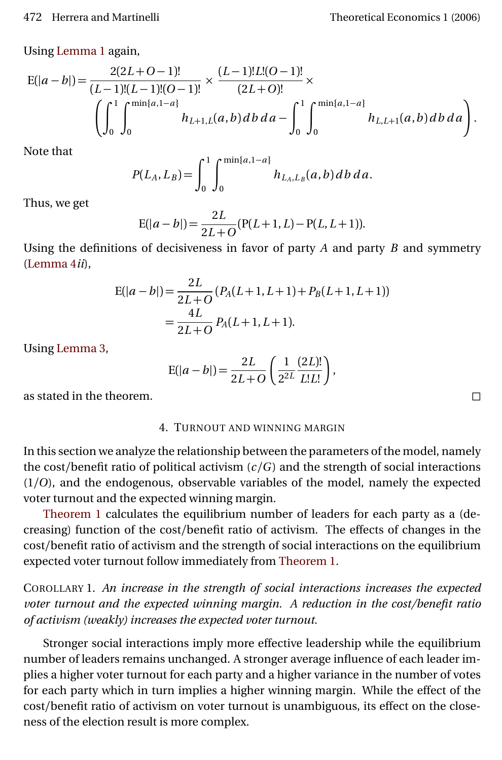Using Lemma 1 again,

$$\mathrm{E}(|a-b|) = \frac{2(2L+O-1)!}{(L-1)!(L-1)!(O-1)!} \times \frac{(L-1)!L!(O-1)!}{(2L+O)!} \times \left( \int_0^1 \int_0^{\min\{a,1-a\}} h_{L+1,L}(a,b)\,db\,da - \int_0^1 \int_0^{\min\{a,1-a\}} h_{L,L+1}(a,b)\,db\,da \right).$$

Note that

$$P(L_A, L_B) = \int_0^1 \int_0^{\min\{a,1-a\}} h_{L_A,L_B}(a,b)\,db\,da.$$

Thus, we get

$$\mathrm{E}(|a-b|) = \frac{2L}{2L+O}(\mathrm{P}(L+1,L) - \mathrm{P}(L,L+1)).$$

Using the definitions of decisiveness in favor of party $A$ and party $B$ and symmetry (Lemma 4*ii*),

$$\begin{aligned}\mathrm{E}(|a-b|) &= \frac{2L}{2L+O}(P_A(L+1,L+1) + P_B(L+1,L+1)) \\ &= \frac{4L}{2L+O} P_A(L+1,L+1).\end{aligned}$$

Using Lemma 3,

$$\mathrm{E}(|a-b|) = \frac{2L}{2L+O}\left(\frac{1}{2^{2L}}\frac{(2L)!}{L!L!}\right),$$

as stated in the theorem. □

## 4. Turnout and winning margin

In this section we analyze the relationship between the parameters of the model, namely the cost/benefit ratio of political activism ($c/G$) and the strength of social interactions ($1/O$), and the endogenous, observable variables of the model, namely the expected voter turnout and the expected winning margin.

Theorem 1 calculates the equilibrium number of leaders for each party as a (decreasing) function of the cost/benefit ratio of activism. The effects of changes in the cost/benefit ratio of activism and the strength of social interactions on the equilibrium expected voter turnout follow immediately from Theorem 1.

Corollary 1. *An increase in the strength of social interactions increases the expected voter turnout and the expected winning margin. A reduction in the cost/benefit ratio of activism (weakly) increases the expected voter turnout.*

Stronger social interactions imply more effective leadership while the equilibrium number of leaders remains unchanged. A stronger average influence of each leader implies a higher voter turnout for each party and a higher variance in the number of votes for each party which in turn implies a higher winning margin. While the effect of the cost/benefit ratio of activism on voter turnout is unambiguous, its effect on the closeness of the election result is more complex.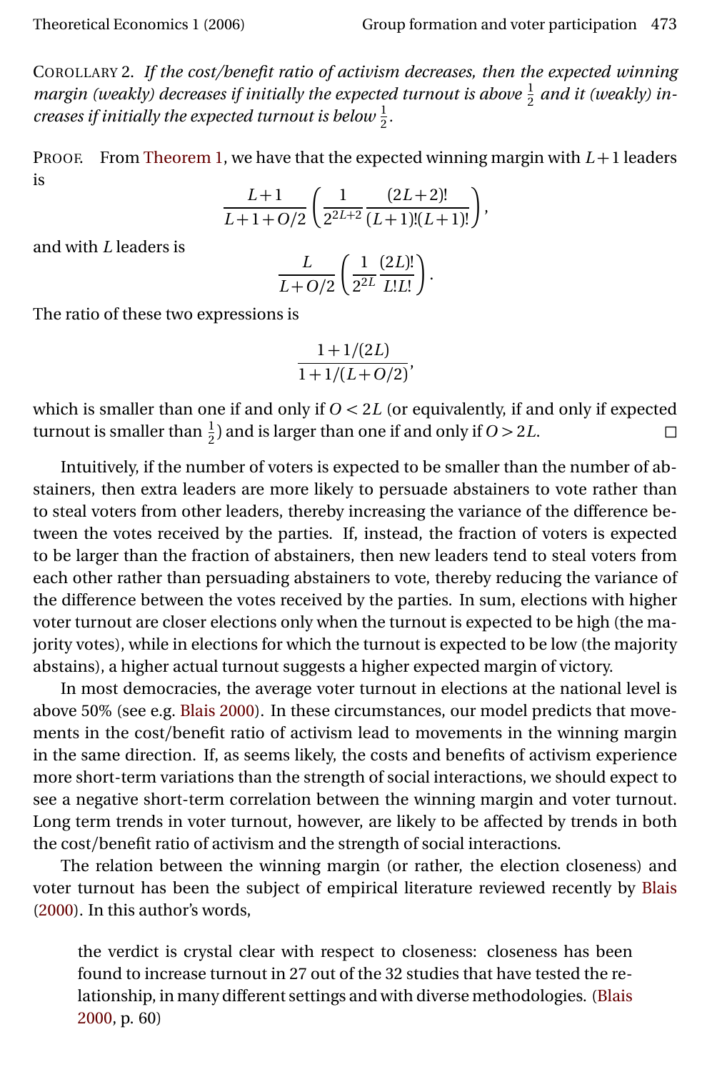Corollary 2. *If the cost/benefit ratio of activism decreases, then the expected winning margin (weakly) decreases if initially the expected turnout is above $\frac{1}{2}$ and it (weakly) increases if initially the expected turnout is below $\frac{1}{2}$.*

Proof. From Theorem 1, we have that the expected winning margin with $L+1$ leaders is

$$\frac{L+1}{L+1+O/2}\left(\frac{1}{2^{2L+2}}\frac{(2L+2)!}{(L+1)!(L+1)!}\right),$$

and with $L$ leaders is

$$\frac{L}{L+O/2}\left(\frac{1}{2^{2L}}\frac{(2L)!}{L!L!}\right).$$

The ratio of these two expressions is

$$\frac{1+1/(2L)}{1+1/(L+O/2)},$$

which is smaller than one if and only if $O<2L$ (or equivalently, if and only if expected turnout is smaller than $\frac{1}{2}$) and is larger than one if and only if $O>2L$. □

Intuitively, if the number of voters is expected to be smaller than the number of abstainers, then extra leaders are more likely to persuade abstainers to vote rather than to steal voters from other leaders, thereby increasing the variance of the difference between the votes received by the parties. If, instead, the fraction of voters is expected to be larger than the fraction of abstainers, then new leaders tend to steal voters from each other rather than persuading abstainers to vote, thereby reducing the variance of the difference between the votes received by the parties. In sum, elections with higher voter turnout are closer elections only when the turnout is expected to be high (the majority votes), while in elections for which the turnout is expected to be low (the majority abstains), a higher actual turnout suggests a higher expected margin of victory.

In most democracies, the average voter turnout in elections at the national level is above 50% (see e.g. Blais 2000). In these circumstances, our model predicts that movements in the cost/benefit ratio of activism lead to movements in the winning margin in the same direction. If, as seems likely, the costs and benefits of activism experience more short-term variations than the strength of social interactions, we should expect to see a negative short-term correlation between the winning margin and voter turnout. Long term trends in voter turnout, however, are likely to be affected by trends in both the cost/benefit ratio of activism and the strength of social interactions.

The relation between the winning margin (or rather, the election closeness) and voter turnout has been the subject of empirical literature reviewed recently by Blais (2000). In this author's words,

> the verdict is crystal clear with respect to closeness: closeness has been found to increase turnout in 27 out of the 32 studies that have tested the relationship, in many different settings and with diverse methodologies. (Blais 2000, p. 60)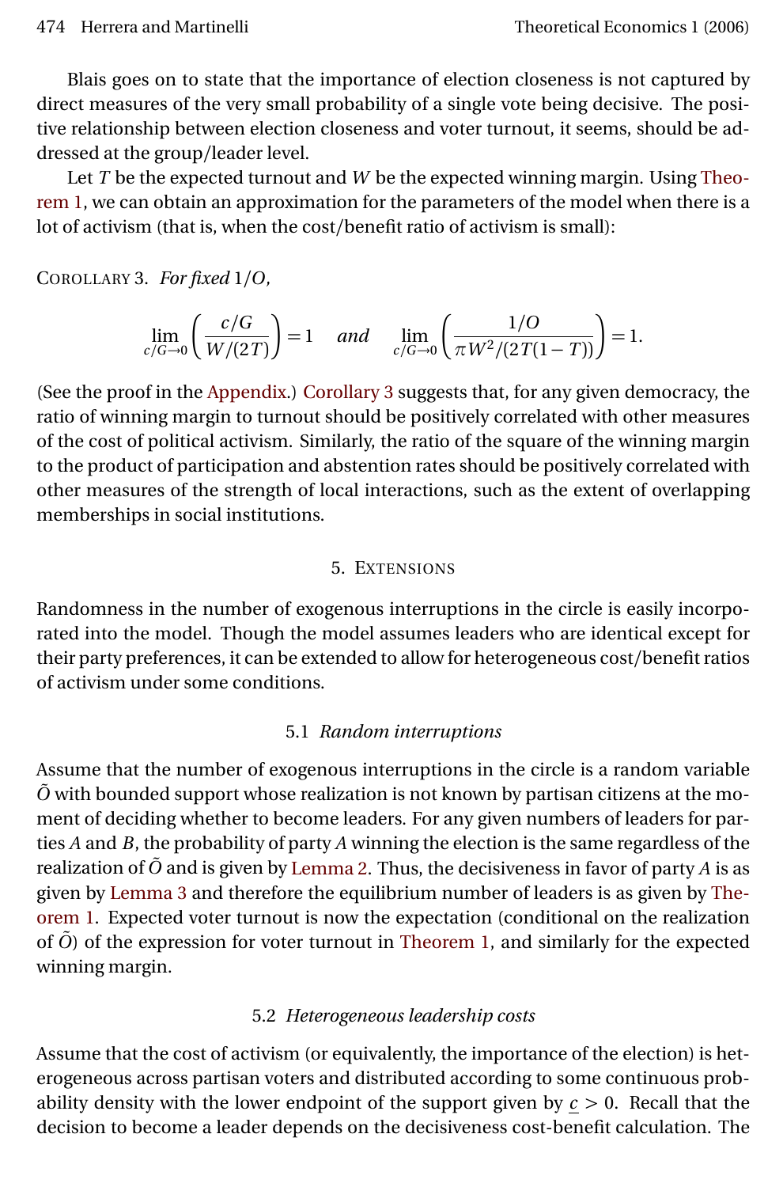Blais goes on to state that the importance of election closeness is not captured by direct measures of the very small probability of a single vote being decisive. The positive relationship between election closeness and voter turnout, it seems, should be addressed at the group/leader level.

Let $T$ be the expected turnout and $W$ be the expected winning margin. Using Theorem 1, we can obtain an approximation for the parameters of the model when there is a lot of activism (that is, when the cost/benefit ratio of activism is small):

Corollary 3. *For fixed* $1/O$,

$$\lim_{c/G \to 0} \left( \frac{c/G}{W/(2T)} \right) = 1 \quad \textit{and} \quad \lim_{c/G \to 0} \left( \frac{1/O}{\pi W^2/(2T(1-T))} \right) = 1.$$

(See the proof in the Appendix.) Corollary 3 suggests that, for any given democracy, the ratio of winning margin to turnout should be positively correlated with other measures of the cost of political activism. Similarly, the ratio of the square of the winning margin to the product of participation and abstention rates should be positively correlated with other measures of the strength of local interactions, such as the extent of overlapping memberships in social institutions.

## 5. Extensions

Randomness in the number of exogenous interruptions in the circle is easily incorporated into the model. Though the model assumes leaders who are identical except for their party preferences, it can be extended to allow for heterogeneous cost/benefit ratios of activism under some conditions.

### 5.1 *Random interruptions*

Assume that the number of exogenous interruptions in the circle is a random variable $\tilde{O}$ with bounded support whose realization is not known by partisan citizens at the moment of deciding whether to become leaders. For any given numbers of leaders for parties $A$ and $B$, the probability of party $A$ winning the election is the same regardless of the realization of $\tilde{O}$ and is given by Lemma 2. Thus, the decisiveness in favor of party $A$ is as given by Lemma 3 and therefore the equilibrium number of leaders is as given by Theorem 1. Expected voter turnout is now the expectation (conditional on the realization of $\tilde{O}$) of the expression for voter turnout in Theorem 1, and similarly for the expected winning margin.

### 5.2 *Heterogeneous leadership costs*

Assume that the cost of activism (or equivalently, the importance of the election) is heterogeneous across partisan voters and distributed according to some continuous probability density with the lower endpoint of the support given by $\underline{c} > 0$. Recall that the decision to become a leader depends on the decisiveness cost-benefit calculation. The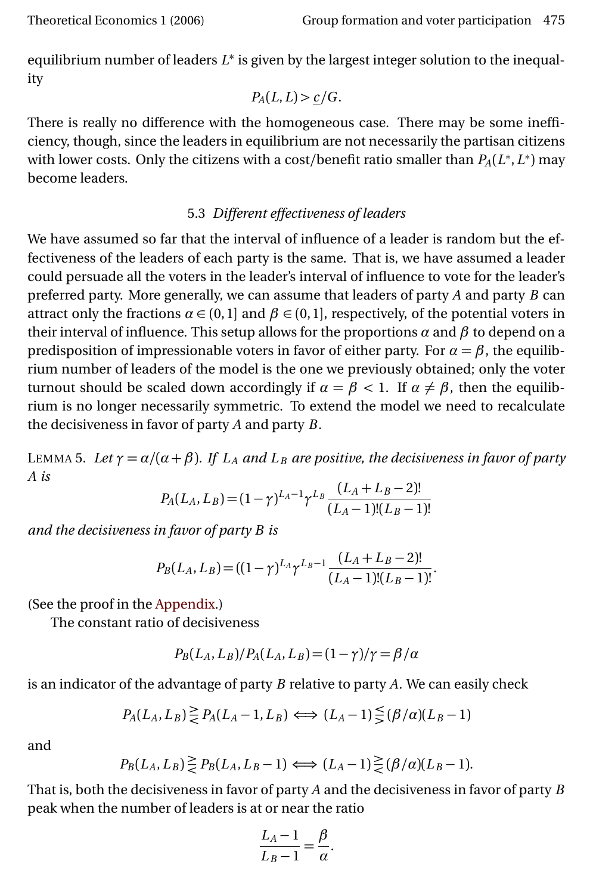equilibrium number of leaders $L^*$ is given by the largest integer solution to the inequality

$$P_A(L, L) > \underline{c}/G.$$

There is really no difference with the homogeneous case. There may be some inefficiency, though, since the leaders in equilibrium are not necessarily the partisan citizens with lower costs. Only the citizens with a cost/benefit ratio smaller than $P_A(L^*, L^*)$ may become leaders.

### 5.3 *Different effectiveness of leaders*

We have assumed so far that the interval of influence of a leader is random but the effectiveness of the leaders of each party is the same. That is, we have assumed a leader could persuade all the voters in the leader's interval of influence to vote for the leader's preferred party. More generally, we can assume that leaders of party $A$ and party $B$ can attract only the fractions $\alpha \in (0, 1]$ and $\beta \in (0, 1]$, respectively, of the potential voters in their interval of influence. This setup allows for the proportions $\alpha$ and $\beta$ to depend on a predisposition of impressionable voters in favor of either party. For $\alpha = \beta$, the equilibrium number of leaders of the model is the one we previously obtained; only the voter turnout should be scaled down accordingly if $\alpha = \beta < 1$. If $\alpha \neq \beta$, then the equilibrium is no longer necessarily symmetric. To extend the model we need to recalculate the decisiveness in favor of party $A$ and party $B$.

Lemma 5. *Let $\gamma = \alpha/(\alpha + \beta)$. If $L_A$ and $L_B$ are positive, the decisiveness in favor of party $A$ is*

$$P_A(L_A, L_B) = (1-\gamma)^{L_A - 1}\gamma^{L_B}\frac{(L_A + L_B - 2)!}{(L_A - 1)!(L_B - 1)!}$$

*and the decisiveness in favor of party $B$ is*

$$P_B(L_A, L_B) = ((1-\gamma)^{L_A}\gamma^{L_B - 1}\frac{(L_A + L_B - 2)!}{(L_A - 1)!(L_B - 1)!}.$$

(See the proof in the Appendix.)

The constant ratio of decisiveness

$$P_B(L_A, L_B)/P_A(L_A, L_B) = (1-\gamma)/\gamma = \beta/\alpha$$

is an indicator of the advantage of party $B$ relative to party $A$. We can easily check

$$P_A(L_A, L_B) \gtreqless P_A(L_A - 1, L_B) \iff (L_A - 1) \lesseqgtr (\beta/\alpha)(L_B - 1)$$

and

$$P_B(L_A, L_B) \gtreqless P_B(L_A, L_B - 1) \iff (L_A - 1) \gtreqless (\beta/\alpha)(L_B - 1).$$

That is, both the decisiveness in favor of party $A$ and the decisiveness in favor of party $B$ peak when the number of leaders is at or near the ratio

$$\frac{L_A - 1}{L_B - 1} = \frac{\beta}{\alpha}.$$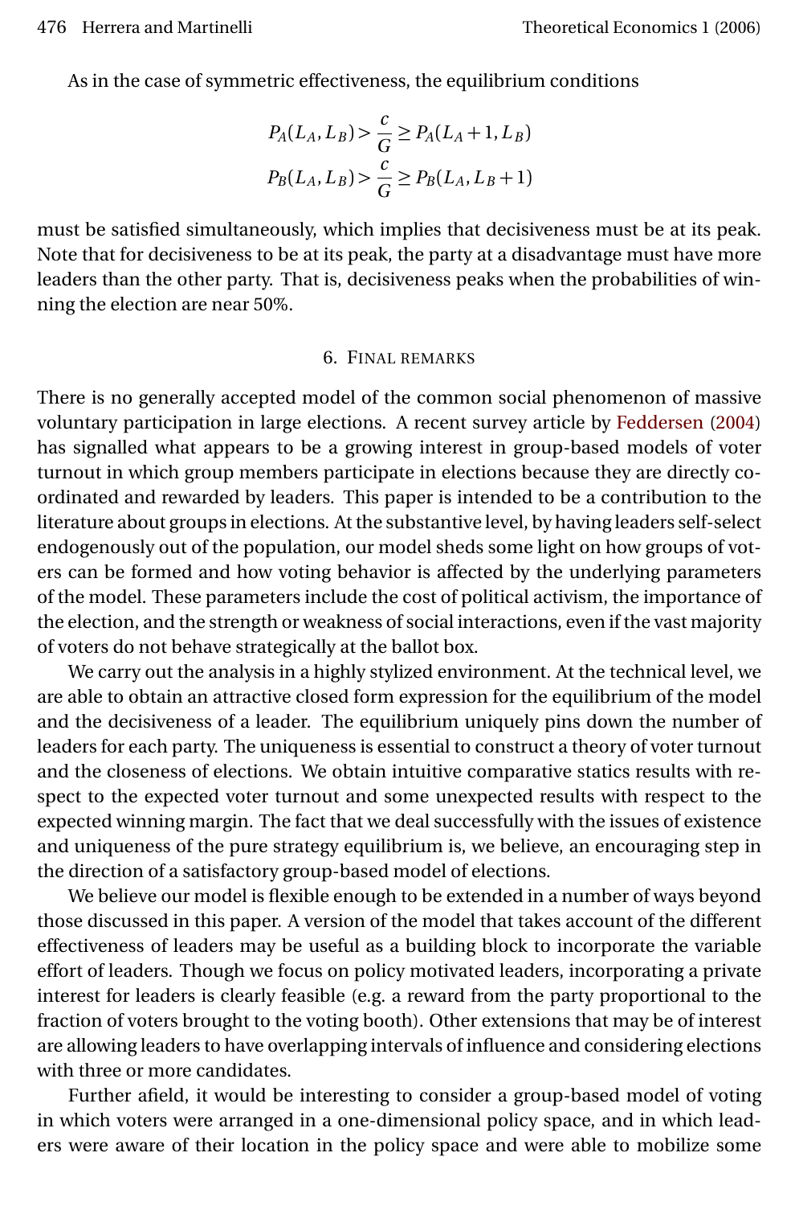As in the case of symmetric effectiveness, the equilibrium conditions

$$P_A(L_A, L_B) > \frac{c}{G} \geq P_A(L_A + 1, L_B)$$
$$P_B(L_A, L_B) > \frac{c}{G} \geq P_B(L_A, L_B + 1)$$

must be satisfied simultaneously, which implies that decisiveness must be at its peak. Note that for decisiveness to be at its peak, the party at a disadvantage must have more leaders than the other party. That is, decisiveness peaks when the probabilities of winning the election are near 50%.

## 6. Final remarks

There is no generally accepted model of the common social phenomenon of massive voluntary participation in large elections. A recent survey article by Feddersen (2004) has signalled what appears to be a growing interest in group-based models of voter turnout in which group members participate in elections because they are directly coordinated and rewarded by leaders. This paper is intended to be a contribution to the literature about groups in elections. At the substantive level, by having leaders self-select endogenously out of the population, our model sheds some light on how groups of voters can be formed and how voting behavior is affected by the underlying parameters of the model. These parameters include the cost of political activism, the importance of the election, and the strength or weakness of social interactions, even if the vast majority of voters do not behave strategically at the ballot box.

We carry out the analysis in a highly stylized environment. At the technical level, we are able to obtain an attractive closed form expression for the equilibrium of the model and the decisiveness of a leader. The equilibrium uniquely pins down the number of leaders for each party. The uniqueness is essential to construct a theory of voter turnout and the closeness of elections. We obtain intuitive comparative statics results with respect to the expected voter turnout and some unexpected results with respect to the expected winning margin. The fact that we deal successfully with the issues of existence and uniqueness of the pure strategy equilibrium is, we believe, an encouraging step in the direction of a satisfactory group-based model of elections.

We believe our model is flexible enough to be extended in a number of ways beyond those discussed in this paper. A version of the model that takes account of the different effectiveness of leaders may be useful as a building block to incorporate the variable effort of leaders. Though we focus on policy motivated leaders, incorporating a private interest for leaders is clearly feasible (e.g. a reward from the party proportional to the fraction of voters brought to the voting booth). Other extensions that may be of interest are allowing leaders to have overlapping intervals of influence and considering elections with three or more candidates.

Further afield, it would be interesting to consider a group-based model of voting in which voters were arranged in a one-dimensional policy space, and in which leaders were aware of their location in the policy space and were able to mobilize some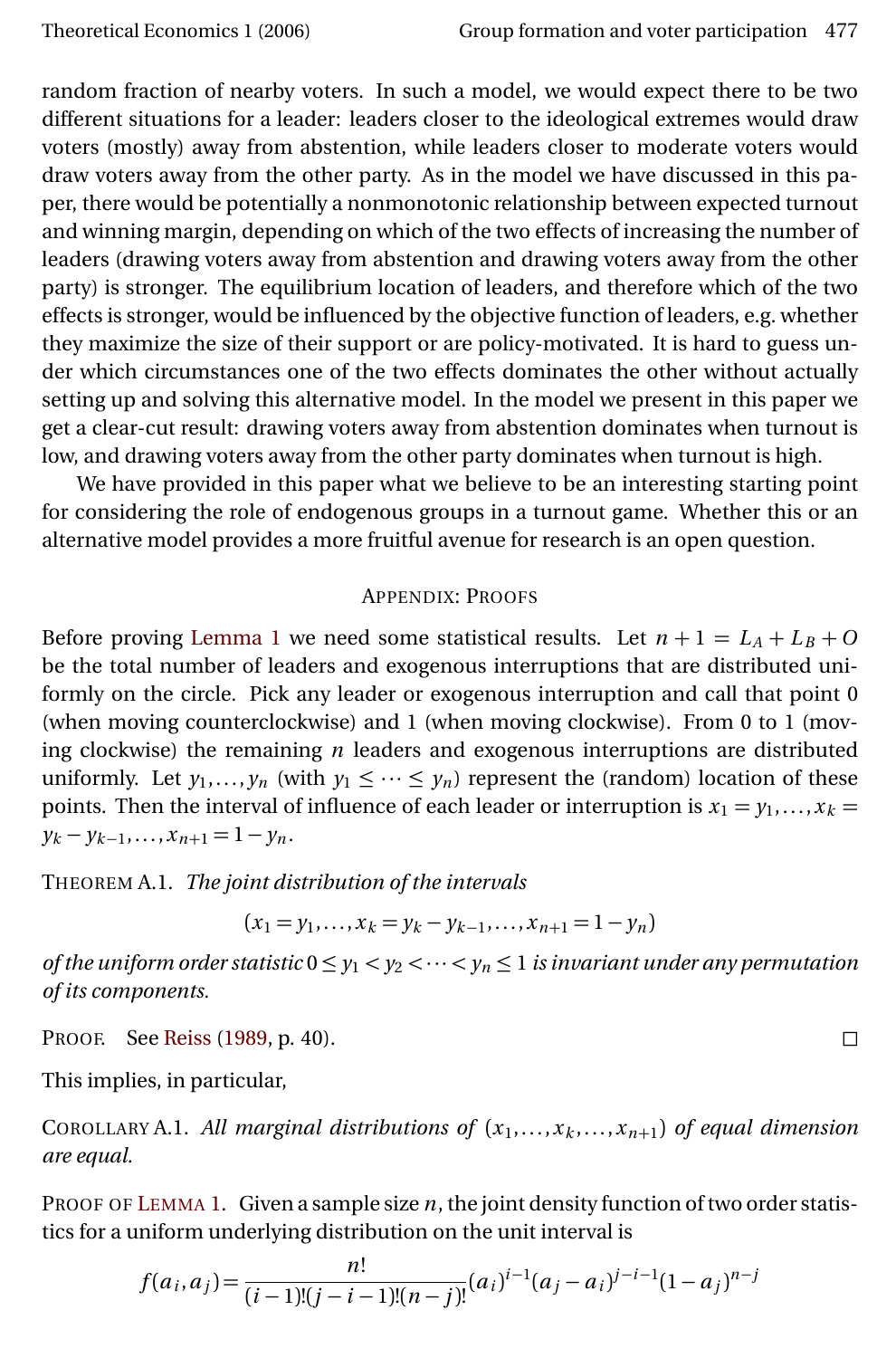random fraction of nearby voters. In such a model, we would expect there to be two different situations for a leader: leaders closer to the ideological extremes would draw voters (mostly) away from abstention, while leaders closer to moderate voters would draw voters away from the other party. As in the model we have discussed in this paper, there would be potentially a nonmonotonic relationship between expected turnout and winning margin, depending on which of the two effects of increasing the number of leaders (drawing voters away from abstention and drawing voters away from the other party) is stronger. The equilibrium location of leaders, and therefore which of the two effects is stronger, would be influenced by the objective function of leaders, e.g. whether they maximize the size of their support or are policy-motivated. It is hard to guess under which circumstances one of the two effects dominates the other without actually setting up and solving this alternative model. In the model we present in this paper we get a clear-cut result: drawing voters away from abstention dominates when turnout is low, and drawing voters away from the other party dominates when turnout is high.

We have provided in this paper what we believe to be an interesting starting point for considering the role of endogenous groups in a turnout game. Whether this or an alternative model provides a more fruitful avenue for research is an open question.

## Appendix: Proofs

Before proving Lemma 1 we need some statistical results. Let $n+1 = L_A + L_B + O$ be the total number of leaders and exogenous interruptions that are distributed uniformly on the circle. Pick any leader or exogenous interruption and call that point 0 (when moving counterclockwise) and 1 (when moving clockwise). From 0 to 1 (moving clockwise) the remaining $n$ leaders and exogenous interruptions are distributed uniformly. Let $y_1, \dots, y_n$ (with $y_1 \leq \dots \leq y_n$) represent the (random) location of these points. Then the interval of influence of each leader or interruption is $x_1 = y_1, \dots, x_k = y_k - y_{k-1}, \dots, x_{n+1} = 1 - y_n$.

Theorem A.1. *The joint distribution of the intervals*

$$(x_1 = y_1, \dots, x_k = y_k - y_{k-1}, \dots, x_{n+1} = 1 - y_n)$$

*of the uniform order statistic* $0 \leq y_1 < y_2 < \dots < y_n \leq 1$ *is invariant under any permutation of its components.*

Proof. See Reiss (1989, p. 40). □

This implies, in particular,

Corollary A.1. *All marginal distributions of* $(x_1, \dots, x_k, \dots, x_{n+1})$ *of equal dimension are equal.*

Proof of Lemma 1. Given a sample size $n$, the joint density function of two order statistics for a uniform underlying distribution on the unit interval is

$$f(a_i, a_j) = \frac{n!}{(i-1)!(j-i-1)!(n-j)!}(a_i)^{i-1}(a_j - a_i)^{j-i-1}(1-a_j)^{n-j}$$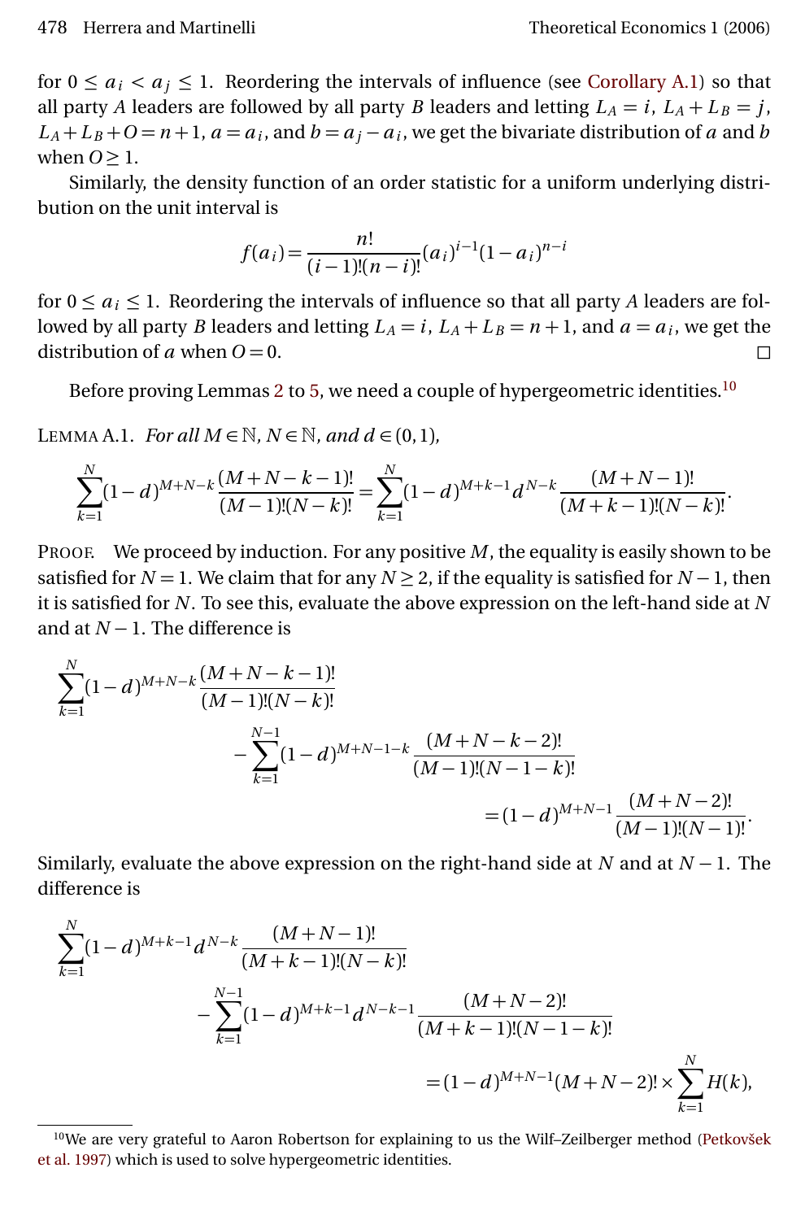for $0 \le a_i < a_j \le 1$. Reordering the intervals of influence (see Corollary A.1) so that all party $A$ leaders are followed by all party $B$ leaders and letting $L_A = i$, $L_A + L_B = j$, $L_A + L_B + O = n+1$, $a = a_i$, and $b = a_j - a_i$, we get the bivariate distribution of $a$ and $b$ when $O \ge 1$.

Similarly, the density function of an order statistic for a uniform underlying distribution on the unit interval is

$$f(a_i) = \frac{n!}{(i-1)!(n-i)!}(a_i)^{i-1}(1-a_i)^{n-i}$$

for $0 \le a_i \le 1$. Reordering the intervals of influence so that all party $A$ leaders are followed by all party $B$ leaders and letting $L_A = i$, $L_A + L_B = n+1$, and $a = a_i$, we get the distribution of $a$ when $O = 0$. □

Before proving Lemmas 2 to 5, we need a couple of hypergeometric identities.[10]

Lemma A.1. *For all $M \in \mathbb{N}$, $N \in \mathbb{N}$, and $d \in (0,1)$,*

$$\sum_{k=1}^{N}(1-d)^{M+N-k}\frac{(M+N-k-1)!}{(M-1)!(N-k)!} = \sum_{k=1}^{N}(1-d)^{M+k-1}d^{N-k}\frac{(M+N-1)!}{(M+k-1)!(N-k)!}.$$

Proof. We proceed by induction. For any positive $M$, the equality is easily shown to be satisfied for $N = 1$. We claim that for any $N \ge 2$, if the equality is satisfied for $N-1$, then it is satisfied for $N$. To see this, evaluate the above expression on the left-hand side at $N$ and at $N-1$. The difference is

$$\sum_{k=1}^{N}(1-d)^{M+N-k}\frac{(M+N-k-1)!}{(M-1)!(N-k)!} - \sum_{k=1}^{N-1}(1-d)^{M+N-1-k}\frac{(M+N-k-2)!}{(M-1)!(N-1-k)!} = (1-d)^{M+N-1}\frac{(M+N-2)!}{(M-1)!(N-1)!}.$$

Similarly, evaluate the above expression on the right-hand side at $N$ and at $N-1$. The difference is

$$\sum_{k=1}^{N}(1-d)^{M+k-1}d^{N-k}\frac{(M+N-1)!}{(M+k-1)!(N-k)!} - \sum_{k=1}^{N-1}(1-d)^{M+k-1}d^{N-k-1}\frac{(M+N-2)!}{(M+k-1)!(N-1-k)!} = (1-d)^{M+N-1}(M+N-2)! \times \sum_{k=1}^{N}H(k),$$

[10] We are very grateful to Aaron Robertson for explaining to us the Wilf–Zeilberger method (Petkovšek et al. 1997) which is used to solve hypergeometric identities.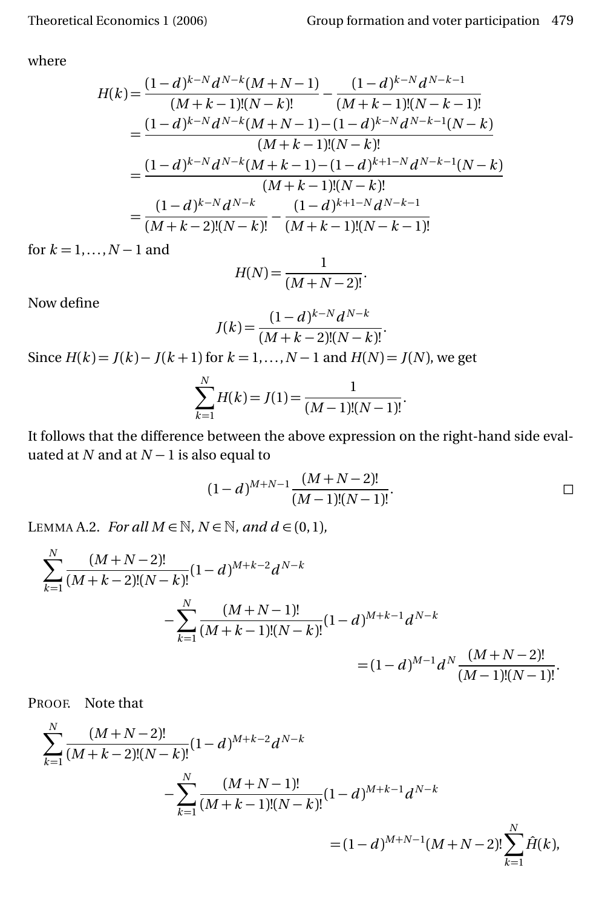where

$$
\begin{aligned}
H(k) &= \frac{(1-d)^{k-N} d^{N-k}(M+N-1)}{(M+k-1)!(N-k)!} - \frac{(1-d)^{k-N} d^{N-k-1}}{(M+k-1)!(N-k-1)!} \\
&= \frac{(1-d)^{k-N} d^{N-k}(M+N-1) - (1-d)^{k-N} d^{N-k-1}(N-k)}{(M+k-1)!(N-k)!} \\
&= \frac{(1-d)^{k-N} d^{N-k}(M+k-1) - (1-d)^{k+1-N} d^{N-k-1}(N-k)}{(M+k-1)!(N-k)!} \\
&= \frac{(1-d)^{k-N} d^{N-k}}{(M+k-2)!(N-k)!} - \frac{(1-d)^{k+1-N} d^{N-k-1}}{(M+k-1)!(N-k-1)!}
\end{aligned}
$$

for $k = 1, \ldots, N-1$ and

$$
H(N) = \frac{1}{(M+N-2)!}.
$$

Now define

$$
J(k) = \frac{(1-d)^{k-N} d^{N-k}}{(M+k-2)!(N-k)!}.
$$

Since $H(k) = J(k) - J(k+1)$ for $k = 1, \ldots, N-1$ and $H(N) = J(N)$, we get

$$
\sum_{k=1}^{N} H(k) = J(1) = \frac{1}{(M-1)!(N-1)!}.
$$

It follows that the difference between the above expression on the right-hand side evaluated at $N$ and at $N-1$ is also equal to

$$
(1-d)^{M+N-1} \frac{(M+N-2)!}{(M-1)!(N-1)!}. \qquad \square
$$

LEMMA A.2. *For all $M \in \mathbb{N}$, $N \in \mathbb{N}$, and $d \in (0,1)$,*

$$
\sum_{k=1}^{N} \frac{(M+N-2)!}{(M+k-2)!(N-k)!}(1-d)^{M+k-2} d^{N-k} - \sum_{k=1}^{N} \frac{(M+N-1)!}{(M+k-1)!(N-k)!}(1-d)^{M+k-1} d^{N-k} = (1-d)^{M-1} d^{N} \frac{(M+N-2)!}{(M-1)!(N-1)!}.
$$

PROOF. Note that

$$
\sum_{k=1}^{N} \frac{(M+N-2)!}{(M+k-2)!(N-k)!}(1-d)^{M+k-2} d^{N-k} - \sum_{k=1}^{N} \frac{(M+N-1)!}{(M+k-1)!(N-k)!}(1-d)^{M+k-1} d^{N-k} = (1-d)^{M+N-1}(M+N-2)! \sum_{k=1}^{N} \hat{H}(k),
$$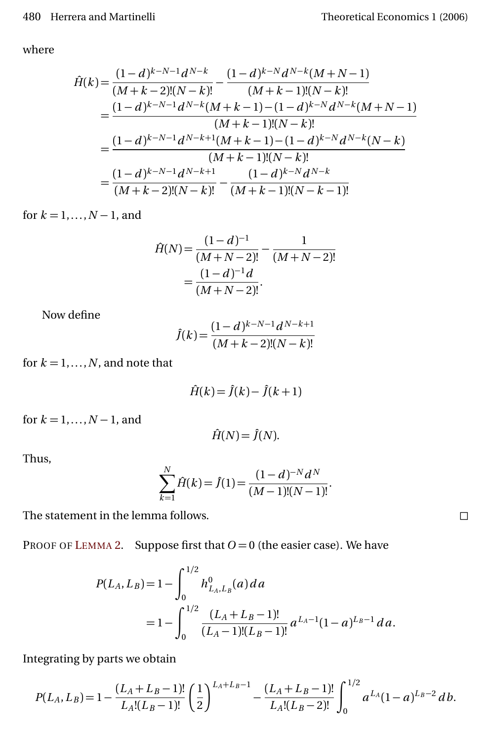where

$$
\begin{aligned}
\hat{H}(k) &= \frac{(1-d)^{k-N-1}d^{N-k}}{(M+k-2)!(N-k)!} - \frac{(1-d)^{k-N}d^{N-k}(M+N-1)}{(M+k-1)!(N-k)!} \\
&= \frac{(1-d)^{k-N-1}d^{N-k}(M+k-1) - (1-d)^{k-N}d^{N-k}(M+N-1)}{(M+k-1)!(N-k)!} \\
&= \frac{(1-d)^{k-N-1}d^{N-k+1}(M+k-1) - (1-d)^{k-N}d^{N-k}(N-k)}{(M+k-1)!(N-k)!} \\
&= \frac{(1-d)^{k-N-1}d^{N-k+1}}{(M+k-2)!(N-k)!} - \frac{(1-d)^{k-N}d^{N-k}}{(M+k-1)!(N-k-1)!}
\end{aligned}
$$

for $k = 1, \dots, N-1$, and

$$
\begin{aligned}
\hat{H}(N) &= \frac{(1-d)^{-1}}{(M+N-2)!} - \frac{1}{(M+N-2)!} \\
&= \frac{(1-d)^{-1}d}{(M+N-2)!}.
\end{aligned}
$$

Now define

$$
\hat{J}(k) = \frac{(1-d)^{k-N-1}d^{N-k+1}}{(M+k-2)!(N-k)!}
$$

for $k = 1, \dots, N$, and note that

$$
\hat{H}(k) = \hat{J}(k) - \hat{J}(k+1)
$$

for $k = 1, \dots, N-1$, and

$$
\hat{H}(N) = \hat{J}(N).
$$

Thus,

$$
\sum_{k=1}^{N} \hat{H}(k) = \hat{J}(1) = \frac{(1-d)^{-N}d^{N}}{(M-1)!(N-1)!}.
$$

The statement in the lemma follows. □

Proof of Lemma 2. Suppose first that $O = 0$ (the easier case). We have

$$
\begin{aligned}
P(L_A, L_B) &= 1 - \int_0^{1/2} h^0_{L_A, L_B}(a)\, da \\
&= 1 - \int_0^{1/2} \frac{(L_A + L_B - 1)!}{(L_A - 1)!(L_B - 1)!} a^{L_A - 1}(1-a)^{L_B - 1}\, da.
\end{aligned}
$$

Integrating by parts we obtain

$$
P(L_A, L_B) = 1 - \frac{(L_A + L_B - 1)!}{L_A!(L_B - 1)!}\left(\frac{1}{2}\right)^{L_A + L_B - 1} - \frac{(L_A + L_B - 1)!}{L_A!(L_B - 2)!}\int_0^{1/2} a^{L_A}(1-a)^{L_B - 2}\, db.
$$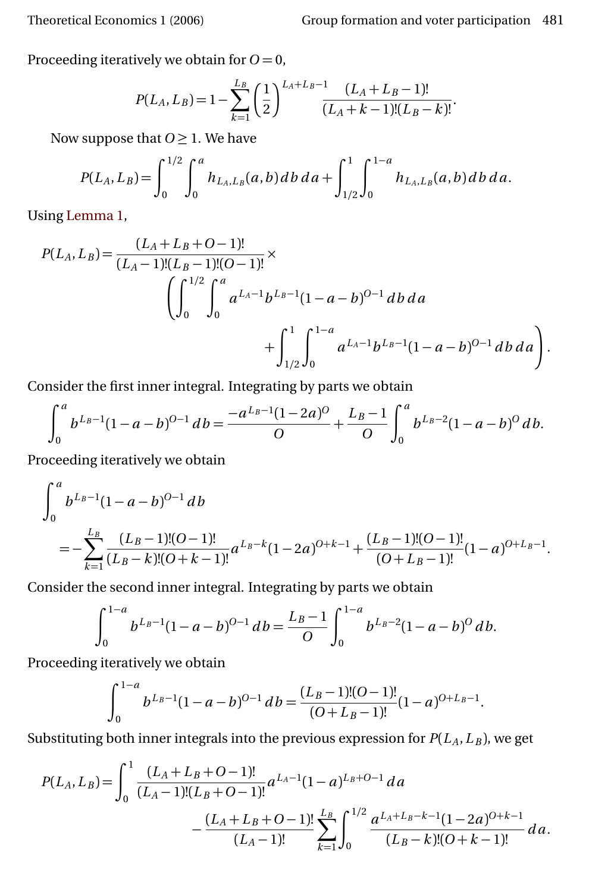Proceeding iteratively we obtain for $O=0$,

$$P(L_A, L_B) = 1 - \sum_{k=1}^{L_B} \left(\frac{1}{2}\right)^{L_A+L_B-1} \frac{(L_A+L_B-1)!}{(L_A+k-1)!(L_B-k)!}.$$

Now suppose that $O \geq 1$. We have

$$P(L_A, L_B) = \int_0^{1/2} \int_0^a h_{L_A,L_B}(a,b)\, db\, da + \int_{1/2}^1 \int_0^{1-a} h_{L_A,L_B}(a,b)\, db\, da.$$

Using Lemma 1,

$$P(L_A, L_B) = \frac{(L_A+L_B+O-1)!}{(L_A-1)!(L_B-1)!(O-1)!} \times \left( \int_0^{1/2} \int_0^a a^{L_A-1} b^{L_B-1} (1-a-b)^{O-1}\, db\, da + \int_{1/2}^1 \int_0^{1-a} a^{L_A-1} b^{L_B-1} (1-a-b)^{O-1}\, db\, da \right).$$

Consider the first inner integral. Integrating by parts we obtain

$$\int_0^a b^{L_B-1}(1-a-b)^{O-1}\, db = \frac{-a^{L_B-1}(1-2a)^O}{O} + \frac{L_B-1}{O} \int_0^a b^{L_B-2}(1-a-b)^O\, db.$$

Proceeding iteratively we obtain

$$\int_0^a b^{L_B-1}(1-a-b)^{O-1}\, db$$
$$= -\sum_{k=1}^{L_B} \frac{(L_B-1)!(O-1)!}{(L_B-k)!(O+k-1)!} a^{L_B-k}(1-2a)^{O+k-1} + \frac{(L_B-1)!(O-1)!}{(O+L_B-1)!}(1-a)^{O+L_B-1}.$$

Consider the second inner integral. Integrating by parts we obtain

$$\int_0^{1-a} b^{L_B-1}(1-a-b)^{O-1}\, db = \frac{L_B-1}{O} \int_0^{1-a} b^{L_B-2}(1-a-b)^O\, db.$$

Proceeding iteratively we obtain

$$\int_0^{1-a} b^{L_B-1}(1-a-b)^{O-1}\, db = \frac{(L_B-1)!(O-1)!}{(O+L_B-1)!}(1-a)^{O+L_B-1}.$$

Substituting both inner integrals into the previous expression for $P(L_A, L_B)$, we get

$$P(L_A, L_B) = \int_0^1 \frac{(L_A+L_B+O-1)!}{(L_A-1)!(L_B+O-1)!} a^{L_A-1}(1-a)^{L_B+O-1}\, da - \frac{(L_A+L_B+O-1)!}{(L_A-1)!} \sum_{k=1}^{L_B} \int_0^{1/2} \frac{a^{L_A+L_B-k-1}(1-2a)^{O+k-1}}{(L_B-k)!(O+k-1)!}\, da.$$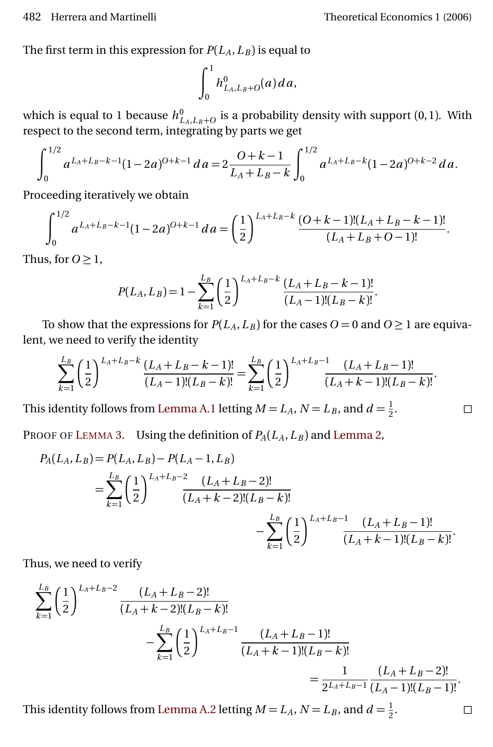The first term in this expression for $P(L_A, L_B)$ is equal to

$$\int_0^1 h^0_{L_A, L_B+O}(a)\, da,$$

which is equal to 1 because $h^0_{L_A, L_B+O}$ is a probability density with support $(0,1)$. With respect to the second term, integrating by parts we get

$$\int_0^{1/2} a^{L_A+L_B-k-1}(1-2a)^{O+k-1}\, da = 2\frac{O+k-1}{L_A+L_B-k}\int_0^{1/2} a^{L_A+L_B-k}(1-2a)^{O+k-2}\, da.$$

Proceeding iteratively we obtain

$$\int_0^{1/2} a^{L_A+L_B-k-1}(1-2a)^{O+k-1}\, da = \left(\frac{1}{2}\right)^{L_A+L_B-k}\frac{(O+k-1)!(L_A+L_B-k-1)!}{(L_A+L_B+O-1)!}.$$

Thus, for $O \geq 1$,

$$P(L_A, L_B) = 1 - \sum_{k=1}^{L_B}\left(\frac{1}{2}\right)^{L_A+L_B-k}\frac{(L_A+L_B-k-1)!}{(L_A-1)!(L_B-k)!}.$$

To show that the expressions for $P(L_A, L_B)$ for the cases $O = 0$ and $O \geq 1$ are equivalent, we need to verify the identity

$$\sum_{k=1}^{L_B}\left(\frac{1}{2}\right)^{L_A+L_B-k}\frac{(L_A+L_B-k-1)!}{(L_A-1)!(L_B-k)!} = \sum_{k=1}^{L_B}\left(\frac{1}{2}\right)^{L_A+L_B-1}\frac{(L_A+L_B-1)!}{(L_A+k-1)!(L_B-k)!}.$$

This identity follows from Lemma A.1 letting $M = L_A$, $N = L_B$, and $d = \frac{1}{2}$. □

Proof of Lemma 3. Using the definition of $P_A(L_A, L_B)$ and Lemma 2,

$$\begin{aligned}
P_A(L_A, L_B) &= P(L_A, L_B) - P(L_A - 1, L_B) \\
&= \sum_{k=1}^{L_B}\left(\frac{1}{2}\right)^{L_A+L_B-2}\frac{(L_A+L_B-2)!}{(L_A+k-2)!(L_B-k)!} \\
&\qquad - \sum_{k=1}^{L_B}\left(\frac{1}{2}\right)^{L_A+L_B-1}\frac{(L_A+L_B-1)!}{(L_A+k-1)!(L_B-k)!}.
\end{aligned}$$

Thus, we need to verify

$$\begin{aligned}
&\sum_{k=1}^{L_B}\left(\frac{1}{2}\right)^{L_A+L_B-2}\frac{(L_A+L_B-2)!}{(L_A+k-2)!(L_B-k)!} \\
&\qquad - \sum_{k=1}^{L_B}\left(\frac{1}{2}\right)^{L_A+L_B-1}\frac{(L_A+L_B-1)!}{(L_A+k-1)!(L_B-k)!} \\
&\qquad\qquad = \frac{1}{2^{L_A+L_B-1}}\frac{(L_A+L_B-2)!}{(L_A-1)!(L_B-1)!}.
\end{aligned}$$

This identity follows from Lemma A.2 letting $M = L_A$, $N = L_B$, and $d = \frac{1}{2}$. □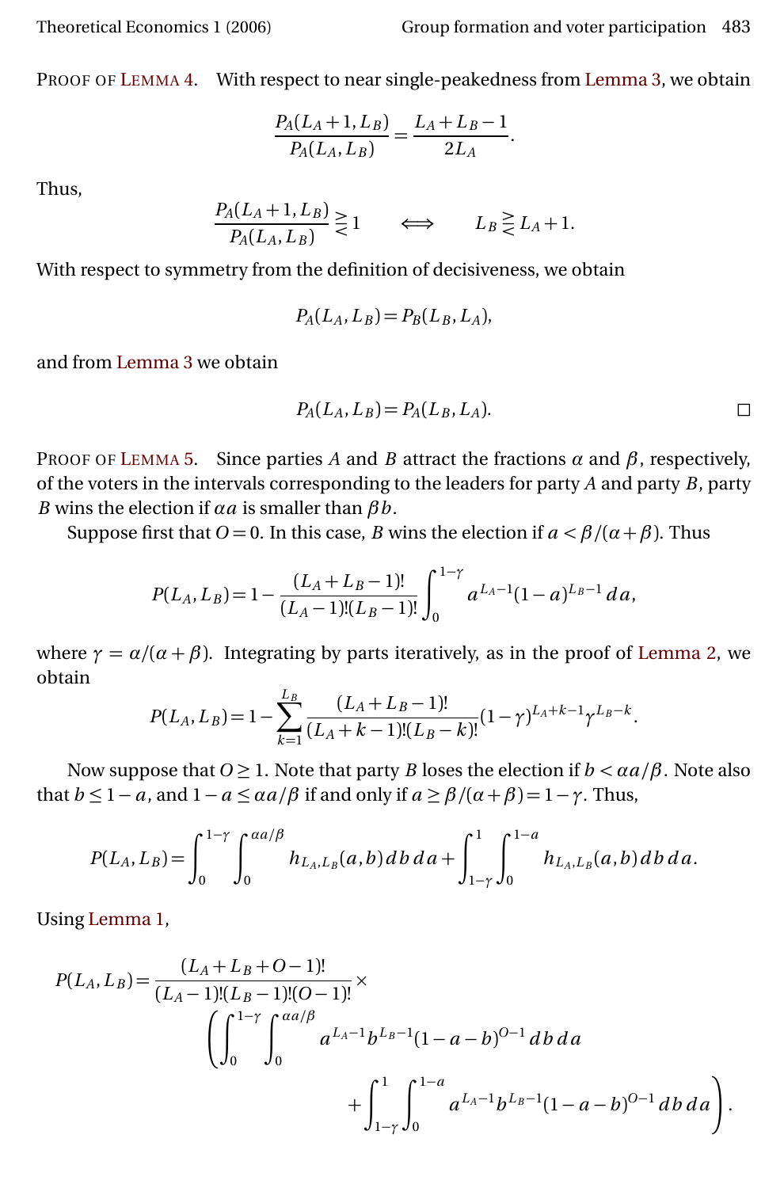Proof of Lemma 4. With respect to near single-peakedness from Lemma 3, we obtain

$$\frac{P_A(L_A+1, L_B)}{P_A(L_A, L_B)} = \frac{L_A+L_B-1}{2L_A}.$$

Thus,

$$\frac{P_A(L_A+1, L_B)}{P_A(L_A, L_B)} \gtreqless 1 \qquad \Longleftrightarrow \qquad L_B \gtreqless L_A+1.$$

With respect to symmetry from the definition of decisiveness, we obtain

$$P_A(L_A, L_B) = P_B(L_B, L_A),$$

and from Lemma 3 we obtain

$$P_A(L_A, L_B) = P_A(L_B, L_A). \qquad \square$$

Proof of Lemma 5. Since parties $A$ and $B$ attract the fractions $\alpha$ and $\beta$, respectively, of the voters in the intervals corresponding to the leaders for party $A$ and party $B$, party $B$ wins the election if $\alpha a$ is smaller than $\beta b$.

Suppose first that $O = 0$. In this case, $B$ wins the election if $a < \beta/(\alpha+\beta)$. Thus

$$P(L_A, L_B) = 1 - \frac{(L_A+L_B-1)!}{(L_A-1)!(L_B-1)!}\int_0^{1-\gamma} a^{L_A-1}(1-a)^{L_B-1}\,da,$$

where $\gamma = \alpha/(\alpha+\beta)$. Integrating by parts iteratively, as in the proof of Lemma 2, we obtain

$$P(L_A, L_B) = 1 - \sum_{k=1}^{L_B} \frac{(L_A+L_B-1)!}{(L_A+k-1)!(L_B-k)!}(1-\gamma)^{L_A+k-1}\gamma^{L_B-k}.$$

Now suppose that $O \geq 1$. Note that party $B$ loses the election if $b < \alpha a/\beta$. Note also that $b \leq 1-a$, and $1-a \leq \alpha a/\beta$ if and only if $a \geq \beta/(\alpha+\beta) = 1-\gamma$. Thus,

$$P(L_A, L_B) = \int_0^{1-\gamma}\int_0^{\alpha a/\beta} h_{L_A,L_B}(a,b)\,db\,da + \int_{1-\gamma}^{1}\int_0^{1-a} h_{L_A,L_B}(a,b)\,db\,da.$$

Using Lemma 1,

$$\begin{aligned} P(L_A, L_B) = {} & \frac{(L_A+L_B+O-1)!}{(L_A-1)!(L_B-1)!(O-1)!} \times \\ & \left(\int_0^{1-\gamma}\int_0^{\alpha a/\beta} a^{L_A-1}b^{L_B-1}(1-a-b)^{O-1}\,db\,da \right. \\ & \left. \qquad + \int_{1-\gamma}^{1}\int_0^{1-a} a^{L_A-1}b^{L_B-1}(1-a-b)^{O-1}\,db\,da\right). \end{aligned}$$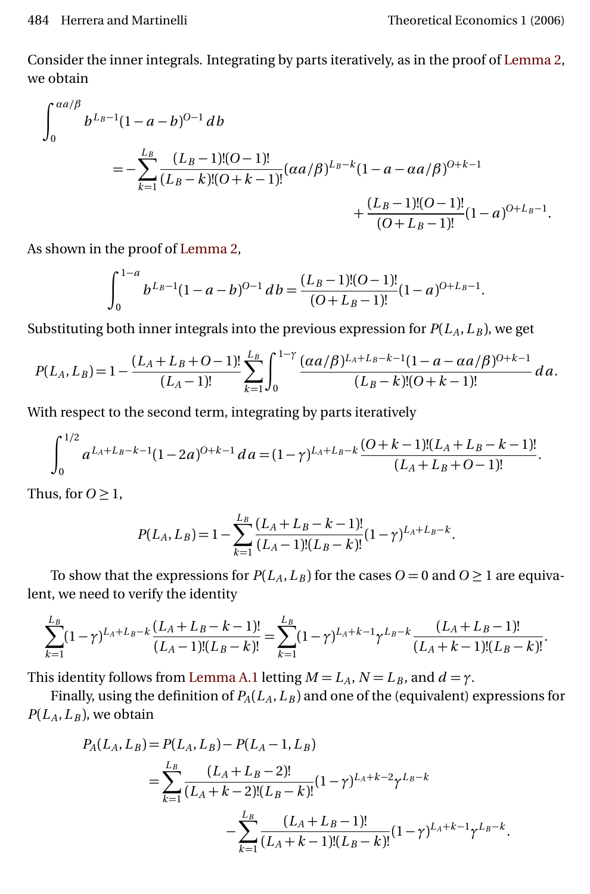Consider the inner integrals. Integrating by parts iteratively, as in the proof of Lemma 2, we obtain

$$\int_0^{\alpha a/\beta} b^{L_B-1}(1-a-b)^{O-1}\,db$$
$$= -\sum_{k=1}^{L_B} \frac{(L_B-1)!(O-1)!}{(L_B-k)!(O+k-1)!}(\alpha a/\beta)^{L_B-k}(1-a-\alpha a/\beta)^{O+k-1}$$
$$+\frac{(L_B-1)!(O-1)!}{(O+L_B-1)!}(1-a)^{O+L_B-1}.$$

As shown in the proof of Lemma 2,

$$\int_0^{1-a} b^{L_B-1}(1-a-b)^{O-1}\,db = \frac{(L_B-1)!(O-1)!}{(O+L_B-1)!}(1-a)^{O+L_B-1}.$$

Substituting both inner integrals into the previous expression for $P(L_A, L_B)$, we get

$$P(L_A,L_B) = 1 - \frac{(L_A+L_B+O-1)!}{(L_A-1)!}\sum_{k=1}^{L_B}\int_0^{1-\gamma}\frac{(\alpha a/\beta)^{L_A+L_B-k-1}(1-a-\alpha a/\beta)^{O+k-1}}{(L_B-k)!(O+k-1)!}\,da.$$

With respect to the second term, integrating by parts iteratively

$$\int_0^{1/2} a^{L_A+L_B-k-1}(1-2a)^{O+k-1}\,da = (1-\gamma)^{L_A+L_B-k}\frac{(O+k-1)!(L_A+L_B-k-1)!}{(L_A+L_B+O-1)!}.$$

Thus, for $O \geq 1$,

$$P(L_A,L_B) = 1 - \sum_{k=1}^{L_B}\frac{(L_A+L_B-k-1)!}{(L_A-1)!(L_B-k)!}(1-\gamma)^{L_A+L_B-k}.$$

To show that the expressions for $P(L_A, L_B)$ for the cases $O=0$ and $O \geq 1$ are equivalent, we need to verify the identity

$$\sum_{k=1}^{L_B}(1-\gamma)^{L_A+L_B-k}\frac{(L_A+L_B-k-1)!}{(L_A-1)!(L_B-k)!} = \sum_{k=1}^{L_B}(1-\gamma)^{L_A+k-1}\gamma^{L_B-k}\frac{(L_A+L_B-1)!}{(L_A+k-1)!(L_B-k)!}.$$

This identity follows from Lemma A.1 letting $M = L_A$, $N = L_B$, and $d = \gamma$.

Finally, using the definition of $P_A(L_A, L_B)$ and one of the (equivalent) expressions for $P(L_A, L_B)$, we obtain

$$P_A(L_A,L_B) = P(L_A,L_B) - P(L_A-1,L_B)$$
$$= \sum_{k=1}^{L_B}\frac{(L_A+L_B-2)!}{(L_A+k-2)!(L_B-k)!}(1-\gamma)^{L_A+k-2}\gamma^{L_B-k}$$
$$-\sum_{k=1}^{L_B}\frac{(L_A+L_B-1)!}{(L_A+k-1)!(L_B-k)!}(1-\gamma)^{L_A+k-1}\gamma^{L_B-k}.$$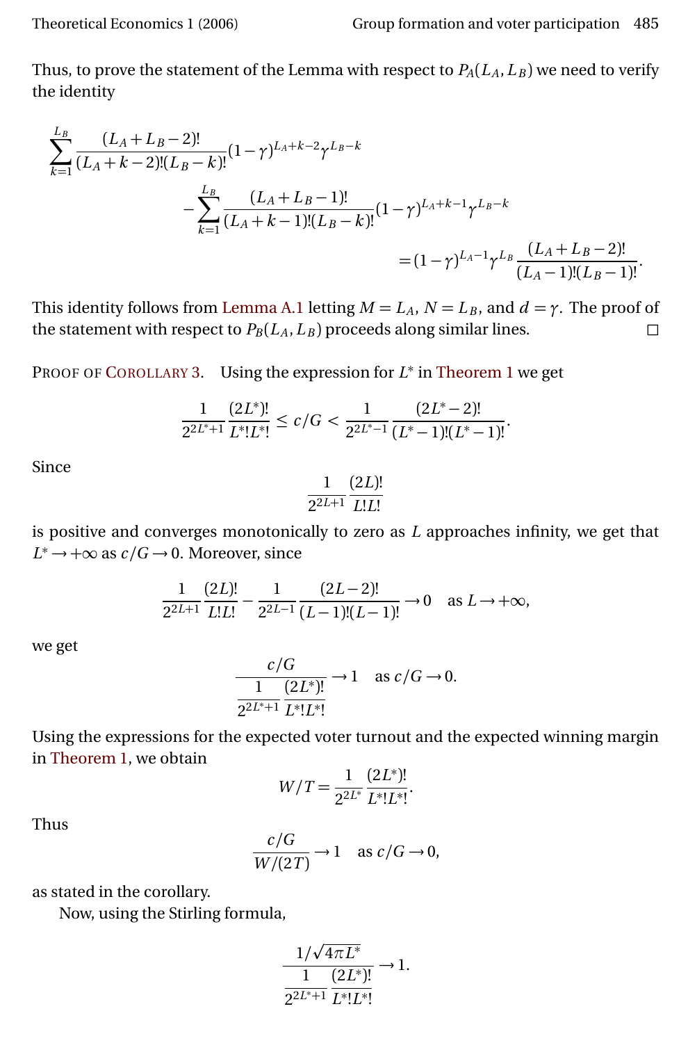Thus, to prove the statement of the Lemma with respect to $P_A(L_A, L_B)$ we need to verify the identity

$$\sum_{k=1}^{L_B} \frac{(L_A+L_B-2)!}{(L_A+k-2)!(L_B-k)!}(1-\gamma)^{L_A+k-2}\gamma^{L_B-k} - \sum_{k=1}^{L_B} \frac{(L_A+L_B-1)!}{(L_A+k-1)!(L_B-k)!}(1-\gamma)^{L_A+k-1}\gamma^{L_B-k} = (1-\gamma)^{L_A-1}\gamma^{L_B}\frac{(L_A+L_B-2)!}{(L_A-1)!(L_B-1)!}.$$

This identity follows from Lemma A.1 letting $M = L_A$, $N = L_B$, and $d = \gamma$. The proof of the statement with respect to $P_B(L_A, L_B)$ proceeds along similar lines. □

Proof of Corollary 3. Using the expression for $L^*$ in Theorem 1 we get

$$\frac{1}{2^{2L^*+1}}\frac{(2L^*)!}{L^*!L^*!} \leq c/G < \frac{1}{2^{2L^*-1}}\frac{(2L^*-2)!}{(L^*-1)!(L^*-1)!}.$$

Since

$$\frac{1}{2^{2L+1}}\frac{(2L)!}{L!L!}$$

is positive and converges monotonically to zero as $L$ approaches infinity, we get that $L^* \to +\infty$ as $c/G \to 0$. Moreover, since

$$\frac{1}{2^{2L+1}}\frac{(2L)!}{L!L!} - \frac{1}{2^{2L-1}}\frac{(2L-2)!}{(L-1)!(L-1)!} \to 0 \quad \text{as } L \to +\infty,$$

we get

$$\frac{c/G}{\dfrac{1}{2^{2L^*+1}}\dfrac{(2L^*)!}{L^*!L^*!}} \to 1 \quad \text{as } c/G \to 0.$$

Using the expressions for the expected voter turnout and the expected winning margin in Theorem 1, we obtain

$$W/T = \frac{1}{2^{2L^*}}\frac{(2L^*)!}{L^*!L^*!}.$$

Thus

$$\frac{c/G}{W/(2T)} \to 1 \quad \text{as } c/G \to 0,$$

as stated in the corollary.

Now, using the Stirling formula,

$$\frac{1/\sqrt{4\pi L^*}}{\dfrac{1}{2^{2L^*+1}}\dfrac{(2L^*)!}{L^*!L^*!}} \to 1.$$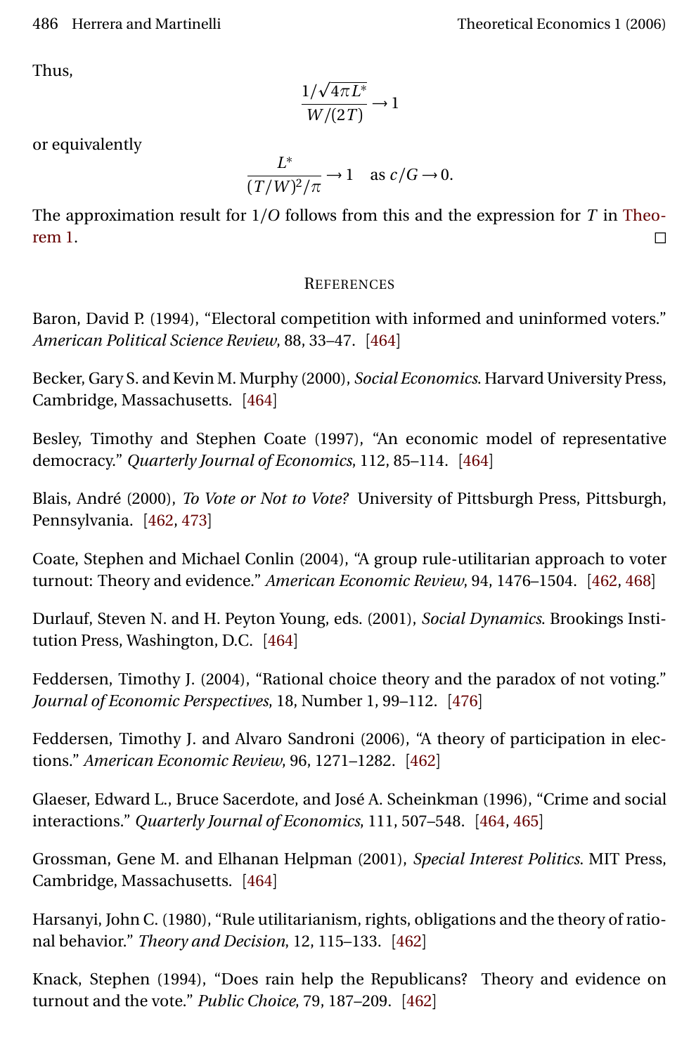Thus,

$$\frac{1/\sqrt{4\pi L^*}}{W/(2T)} \longrightarrow 1$$

or equivalently

$$\frac{L^*}{(T/W)^2/\pi} \longrightarrow 1 \quad \text{as } c/G \longrightarrow 0.$$

The approximation result for $1/O$ follows from this and the expression for $T$ in Theorem 1. □

## References

Baron, David P. (1994), "Electoral competition with informed and uninformed voters." *American Political Science Review*, 88, 33–47. [464]

Becker, Gary S. and Kevin M. Murphy (2000), *Social Economics*. Harvard University Press, Cambridge, Massachusetts. [464]

Besley, Timothy and Stephen Coate (1997), "An economic model of representative democracy." *Quarterly Journal of Economics*, 112, 85–114. [464]

Blais, André (2000), *To Vote or Not to Vote?* University of Pittsburgh Press, Pittsburgh, Pennsylvania. [462, 473]

Coate, Stephen and Michael Conlin (2004), "A group rule-utilitarian approach to voter turnout: Theory and evidence." *American Economic Review*, 94, 1476–1504. [462, 468]

Durlauf, Steven N. and H. Peyton Young, eds. (2001), *Social Dynamics*. Brookings Institution Press, Washington, D.C. [464]

Feddersen, Timothy J. (2004), "Rational choice theory and the paradox of not voting." *Journal of Economic Perspectives*, 18, Number 1, 99–112. [476]

Feddersen, Timothy J. and Alvaro Sandroni (2006), "A theory of participation in elections." *American Economic Review*, 96, 1271–1282. [462]

Glaeser, Edward L., Bruce Sacerdote, and José A. Scheinkman (1996), "Crime and social interactions." *Quarterly Journal of Economics*, 111, 507–548. [464, 465]

Grossman, Gene M. and Elhanan Helpman (2001), *Special Interest Politics*. MIT Press, Cambridge, Massachusetts. [464]

Harsanyi, John C. (1980), "Rule utilitarianism, rights, obligations and the theory of rational behavior." *Theory and Decision*, 12, 115–133. [462]

Knack, Stephen (1994), "Does rain help the Republicans? Theory and evidence on turnout and the vote." *Public Choice*, 79, 187–209. [462]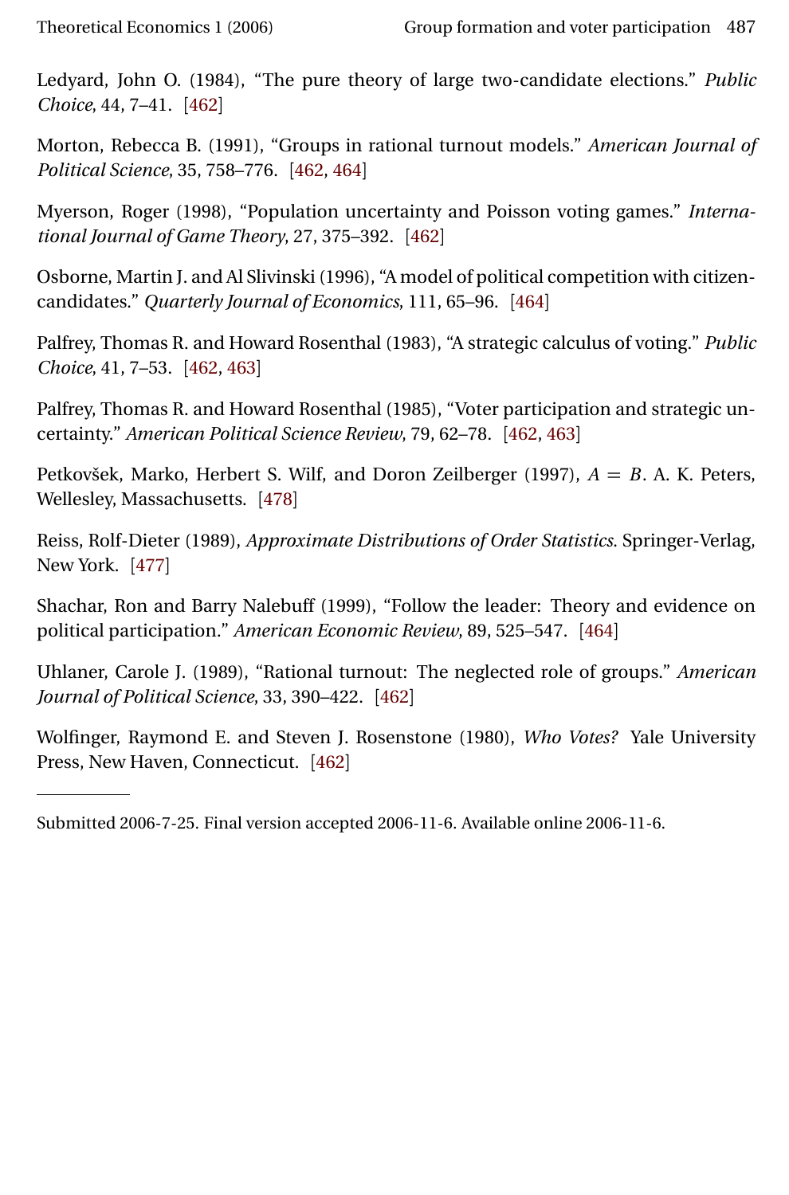Ledyard, John O. (1984), "The pure theory of large two-candidate elections." *Public Choice*, 44, 7–41. [462]

Morton, Rebecca B. (1991), "Groups in rational turnout models." *American Journal of Political Science*, 35, 758–776. [462, 464]

Myerson, Roger (1998), "Population uncertainty and Poisson voting games." *International Journal of Game Theory*, 27, 375–392. [462]

Osborne, Martin J. and Al Slivinski (1996), "A model of political competition with citizen-candidates." *Quarterly Journal of Economics*, 111, 65–96. [464]

Palfrey, Thomas R. and Howard Rosenthal (1983), "A strategic calculus of voting." *Public Choice*, 41, 7–53. [462, 463]

Palfrey, Thomas R. and Howard Rosenthal (1985), "Voter participation and strategic uncertainty." *American Political Science Review*, 79, 62–78. [462, 463]

Petkovšek, Marko, Herbert S. Wilf, and Doron Zeilberger (1997), *A = B*. A. K. Peters, Wellesley, Massachusetts. [478]

Reiss, Rolf-Dieter (1989), *Approximate Distributions of Order Statistics*. Springer-Verlag, New York. [477]

Shachar, Ron and Barry Nalebuff (1999), "Follow the leader: Theory and evidence on political participation." *American Economic Review*, 89, 525–547. [464]

Uhlaner, Carole J. (1989), "Rational turnout: The neglected role of groups." *American Journal of Political Science*, 33, 390–422. [462]

Wolfinger, Raymond E. and Steven J. Rosenstone (1980), *Who Votes?* Yale University Press, New Haven, Connecticut. [462]

---

Submitted 2006-7-25. Final version accepted 2006-11-6. Available online 2006-11-6.